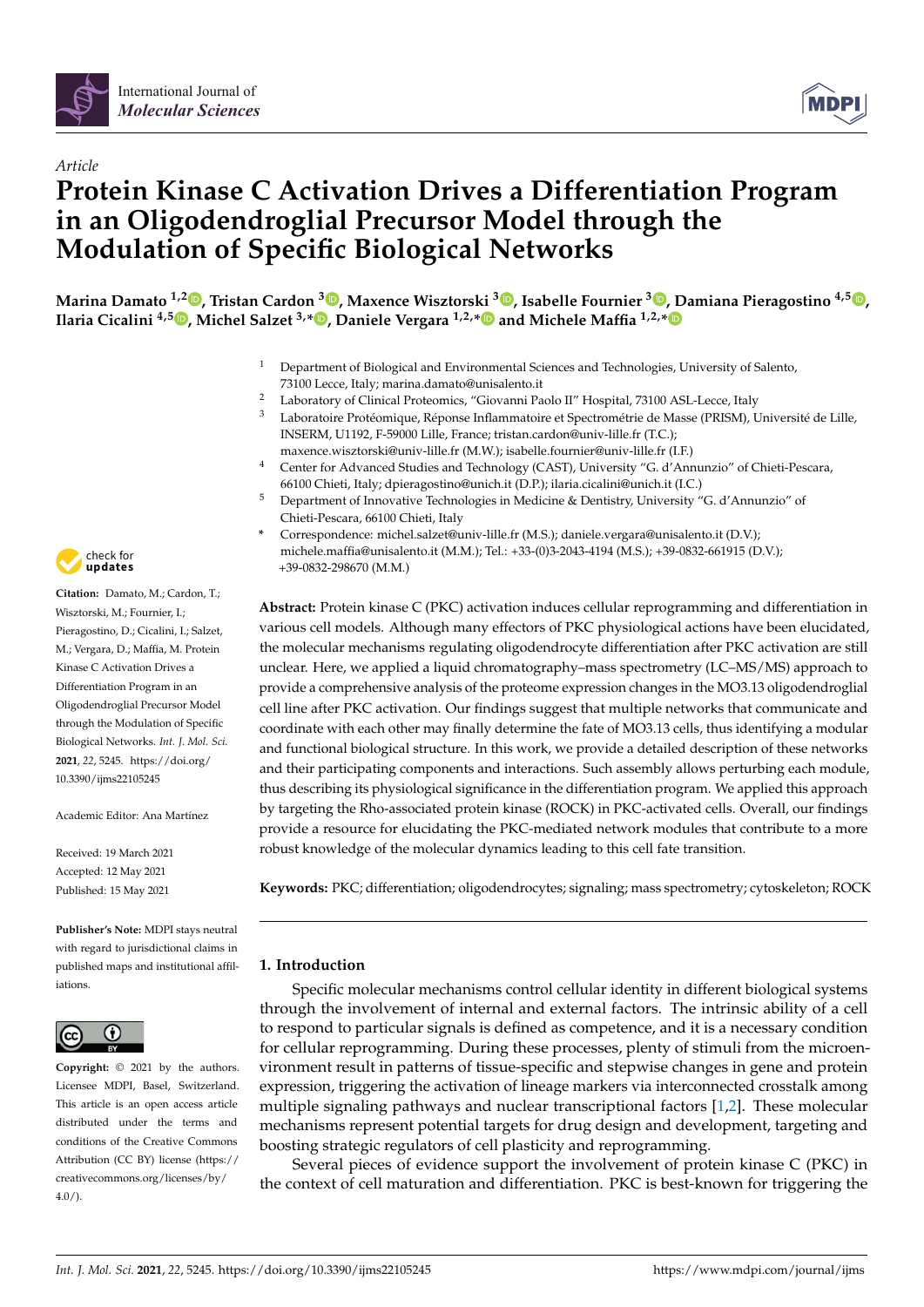Article

# Protein Kinase C Activation Drives a Differentiation Program in an Oligodendroglial Precursor Model through the Modulation of Specific Biological Networks

**Marina Damato [1,2], Tristan Cardon [3], Maxence Wisztorski [3], Isabelle Fournier [3], Damiana Pieragostino [4,5], Ilaria Cicalini [4,5], Michel Salzet [3,*], Daniele Vergara [1,2,*] and Michele Maffia [1,2,*]**

1. Department of Biological and Environmental Sciences and Technologies, University of Salento, 73100 Lecce, Italy; marina.damato@unisalento.it
2. Laboratory of Clinical Proteomics, "Giovanni Paolo II" Hospital, 73100 ASL-Lecce, Italy
3. Laboratoire Protéomique, Réponse Inflammatoire et Spectrométrie de Masse (PRISM), Université de Lille, INSERM, U1192, F-59000 Lille, France; tristan.cardon@univ-lille.fr (T.C.); maxence.wisztorski@univ-lille.fr (M.W.); isabelle.fournier@univ-lille.fr (I.F.)
4. Center for Advanced Studies and Technology (CAST), University "G. d'Annunzio" of Chieti-Pescara, 66100 Chieti, Italy; dpieragostino@unich.it (D.P.); ilaria.cicalini@unich.it (I.C.)
5. Department of Innovative Technologies in Medicine & Dentistry, University "G. d'Annunzio" of Chieti-Pescara, 66100 Chieti, Italy

\* Correspondence: michel.salzet@univ-lille.fr (M.S.); daniele.vergara@unisalento.it (D.V.); michele.maffia@unisalento.it (M.M.); Tel.: +33-(0)3-2043-4194 (M.S.); +39-0832-661915 (D.V.); +39-0832-298670 (M.M.)

**Citation:** Damato, M.; Cardon, T.; Wisztorski, M.; Fournier, I.; Pieragostino, D.; Cicalini, I.; Salzet, M.; Vergara, D.; Maffia, M. Protein Kinase C Activation Drives a Differentiation Program in an Oligodendroglial Precursor Model through the Modulation of Specific Biological Networks. *Int. J. Mol. Sci.* **2021**, *22*, 5245. https://doi.org/10.3390/ijms22105245

Academic Editor: Ana Martínez

Received: 19 March 2021
Accepted: 12 May 2021
Published: 15 May 2021

**Publisher's Note:** MDPI stays neutral with regard to jurisdictional claims in published maps and institutional affiliations.

**Copyright:** © 2021 by the authors. Licensee MDPI, Basel, Switzerland. This article is an open access article distributed under the terms and conditions of the Creative Commons Attribution (CC BY) license (https://creativecommons.org/licenses/by/4.0/).

**Abstract:** Protein kinase C (PKC) activation induces cellular reprogramming and differentiation in various cell models. Although many effectors of PKC physiological actions have been elucidated, the molecular mechanisms regulating oligodendrocyte differentiation after PKC activation are still unclear. Here, we applied a liquid chromatography–mass spectrometry (LC–MS/MS) approach to provide a comprehensive analysis of the proteome expression changes in the MO3.13 oligodendroglial cell line after PKC activation. Our findings suggest that multiple networks that communicate and coordinate with each other may finally determine the fate of MO3.13 cells, thus identifying a modular and functional biological structure. In this work, we provide a detailed description of these networks and their participating components and interactions. Such assembly allows perturbing each module, thus describing its physiological significance in the differentiation program. We applied this approach by targeting the Rho-associated protein kinase (ROCK) in PKC-activated cells. Overall, our findings provide a resource for elucidating the PKC-mediated network modules that contribute to a more robust knowledge of the molecular dynamics leading to this cell fate transition.

**Keywords:** PKC; differentiation; oligodendrocytes; signaling; mass spectrometry; cytoskeleton; ROCK

## 1. Introduction

Specific molecular mechanisms control cellular identity in different biological systems through the involvement of internal and external factors. The intrinsic ability of a cell to respond to particular signals is defined as competence, and it is a necessary condition for cellular reprogramming. During these processes, plenty of stimuli from the microenvironment result in patterns of tissue-specific and stepwise changes in gene and protein expression, triggering the activation of lineage markers via interconnected crosstalk among multiple signaling pathways and nuclear transcriptional factors [1,2]. These molecular mechanisms represent potential targets for drug design and development, targeting and boosting strategic regulators of cell plasticity and reprogramming.

Several pieces of evidence support the involvement of protein kinase C (PKC) in the context of cell maturation and differentiation. PKC is best-known for triggering the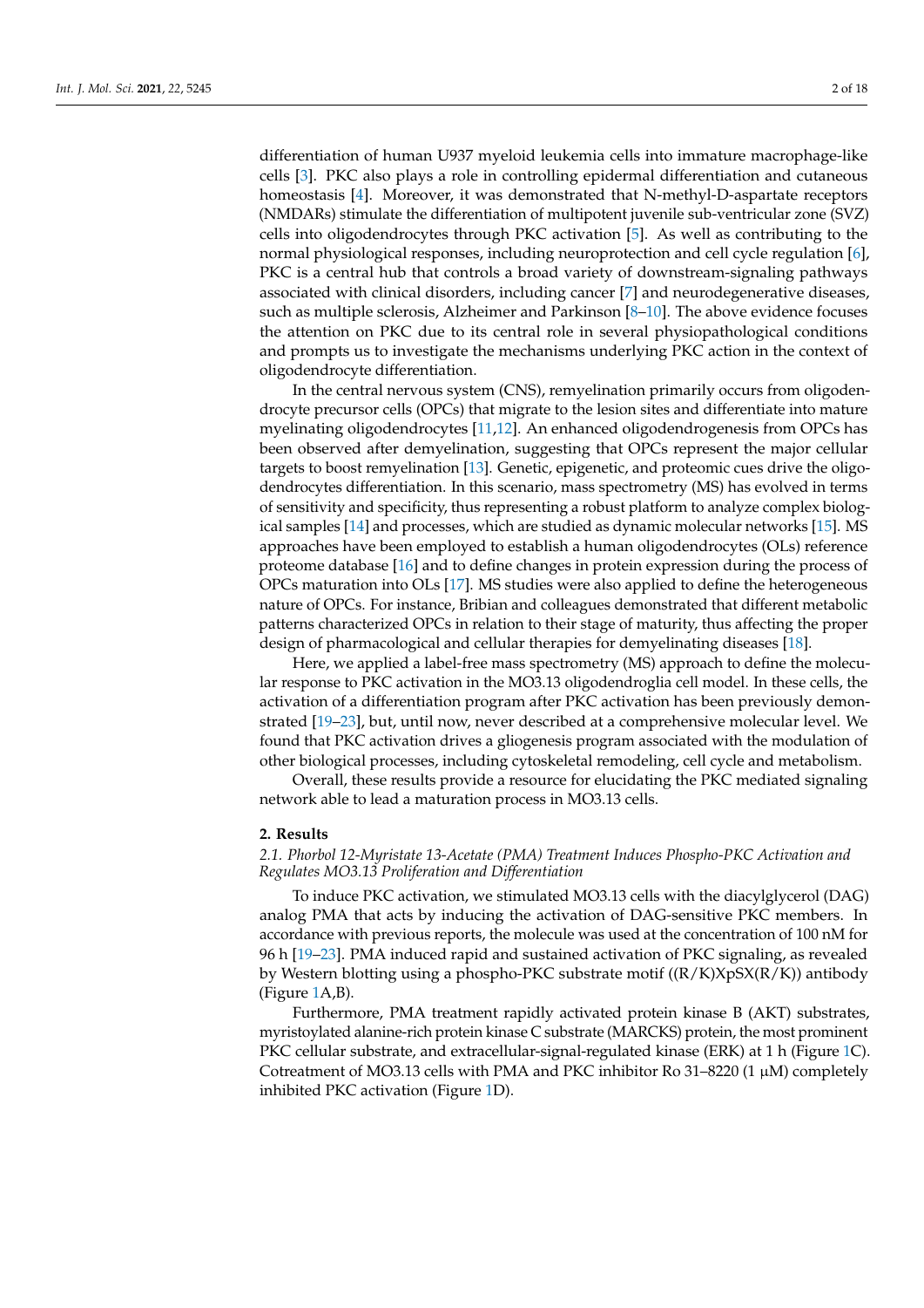differentiation of human U937 myeloid leukemia cells into immature macrophage-like cells [3]. PKC also plays a role in controlling epidermal differentiation and cutaneous homeostasis [4]. Moreover, it was demonstrated that N-methyl-D-aspartate receptors (NMDARs) stimulate the differentiation of multipotent juvenile sub-ventricular zone (SVZ) cells into oligodendrocytes through PKC activation [5]. As well as contributing to the normal physiological responses, including neuroprotection and cell cycle regulation [6], PKC is a central hub that controls a broad variety of downstream-signaling pathways associated with clinical disorders, including cancer [7] and neurodegenerative diseases, such as multiple sclerosis, Alzheimer and Parkinson [8–10]. The above evidence focuses the attention on PKC due to its central role in several physiopathological conditions and prompts us to investigate the mechanisms underlying PKC action in the context of oligodendrocyte differentiation.

In the central nervous system (CNS), remyelination primarily occurs from oligodendrocyte precursor cells (OPCs) that migrate to the lesion sites and differentiate into mature myelinating oligodendrocytes [11,12]. An enhanced oligodendrogenesis from OPCs has been observed after demyelination, suggesting that OPCs represent the major cellular targets to boost remyelination [13]. Genetic, epigenetic, and proteomic cues drive the oligodendrocytes differentiation. In this scenario, mass spectrometry (MS) has evolved in terms of sensitivity and specificity, thus representing a robust platform to analyze complex biological samples [14] and processes, which are studied as dynamic molecular networks [15]. MS approaches have been employed to establish a human oligodendrocytes (OLs) reference proteome database [16] and to define changes in protein expression during the process of OPCs maturation into OLs [17]. MS studies were also applied to define the heterogeneous nature of OPCs. For instance, Bribian and colleagues demonstrated that different metabolic patterns characterized OPCs in relation to their stage of maturity, thus affecting the proper design of pharmacological and cellular therapies for demyelinating diseases [18].

Here, we applied a label-free mass spectrometry (MS) approach to define the molecular response to PKC activation in the MO3.13 oligodendroglia cell model. In these cells, the activation of a differentiation program after PKC activation has been previously demonstrated [19–23], but, until now, never described at a comprehensive molecular level. We found that PKC activation drives a gliogenesis program associated with the modulation of other biological processes, including cytoskeletal remodeling, cell cycle and metabolism.

Overall, these results provide a resource for elucidating the PKC mediated signaling network able to lead a maturation process in MO3.13 cells.

## 2. Results

### *2.1. Phorbol 12-Myristate 13-Acetate (PMA) Treatment Induces Phospho-PKC Activation and Regulates MO3.13 Proliferation and Differentiation*

To induce PKC activation, we stimulated MO3.13 cells with the diacylglycerol (DAG) analog PMA that acts by inducing the activation of DAG-sensitive PKC members. In accordance with previous reports, the molecule was used at the concentration of 100 nM for 96 h [19–23]. PMA induced rapid and sustained activation of PKC signaling, as revealed by Western blotting using a phospho-PKC substrate motif ((R/K)XpSX(R/K)) antibody (Figure 1A,B).

Furthermore, PMA treatment rapidly activated protein kinase B (AKT) substrates, myristoylated alanine-rich protein kinase C substrate (MARCKS) protein, the most prominent PKC cellular substrate, and extracellular-signal-regulated kinase (ERK) at 1 h (Figure 1C). Cotreatment of MO3.13 cells with PMA and PKC inhibitor Ro 31–8220 (1 μM) completely inhibited PKC activation (Figure 1D).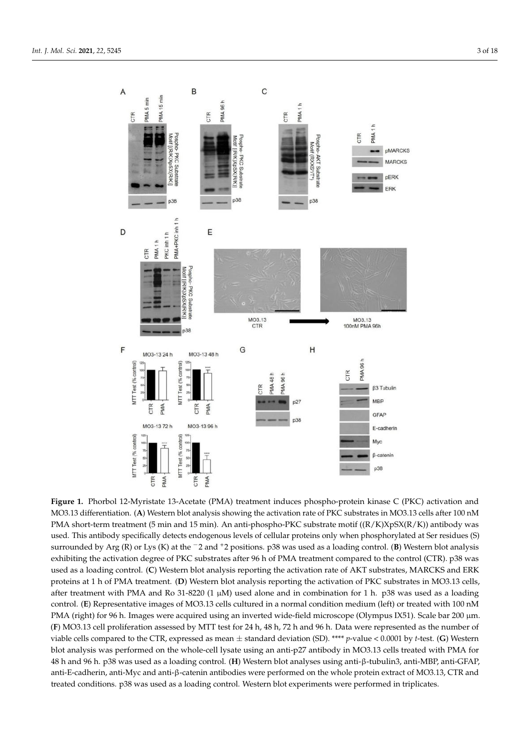**Figure 1.** Phorbol 12-Myristate 13-Acetate (PMA) treatment induces phospho-protein kinase C (PKC) activation and MO3.13 differentiation. (**A**) Western blot analysis showing the activation rate of PKC substrates in MO3.13 cells after 100 nM PMA short-term treatment (5 min and 15 min). An anti-phospho-PKC substrate motif ((R/K)XpSX(R/K)) antibody was used. This antibody specifically detects endogenous levels of cellular proteins only when phosphorylated at Ser residues (S) surrounded by Arg (R) or Lys (K) at the $^{-}2$ and $^{+}2$ positions. p38 was used as a loading control. (**B**) Western blot analysis exhibiting the activation degree of PKC substrates after 96 h of PMA treatment compared to the control (CTR). p38 was used as a loading control. (**C**) Western blot analysis reporting the activation rate of AKT substrates, MARCKS and ERK proteins at 1 h of PMA treatment. (**D**) Western blot analysis reporting the activation of PKC substrates in MO3.13 cells, after treatment with PMA and Ro 31-8220 (1 μM) used alone and in combination for 1 h. p38 was used as a loading control. (**E**) Representative images of MO3.13 cells cultured in a normal condition medium (left) or treated with 100 nM PMA (right) for 96 h. Images were acquired using an inverted wide-field microscope (Olympus IX51). Scale bar 200 μm. (**F**) MO3.13 cell proliferation assessed by MTT test for 24 h, 48 h, 72 h and 96 h. Data were represented as the number of viable cells compared to the CTR, expressed as mean ± standard deviation (SD). **** $p$-value < 0.0001 by $t$-test. (**G**) Western blot analysis was performed on the whole-cell lysate using an anti-p27 antibody in MO3.13 cells treated with PMA for 48 h and 96 h. p38 was used as a loading control. (**H**) Western blot analyses using anti-β-tubulin3, anti-MBP, anti-GFAP, anti-E-cadherin, anti-Myc and anti-β-catenin antibodies were performed on the whole protein extract of MO3.13, CTR and treated conditions. p38 was used as a loading control. Western blot experiments were performed in triplicates.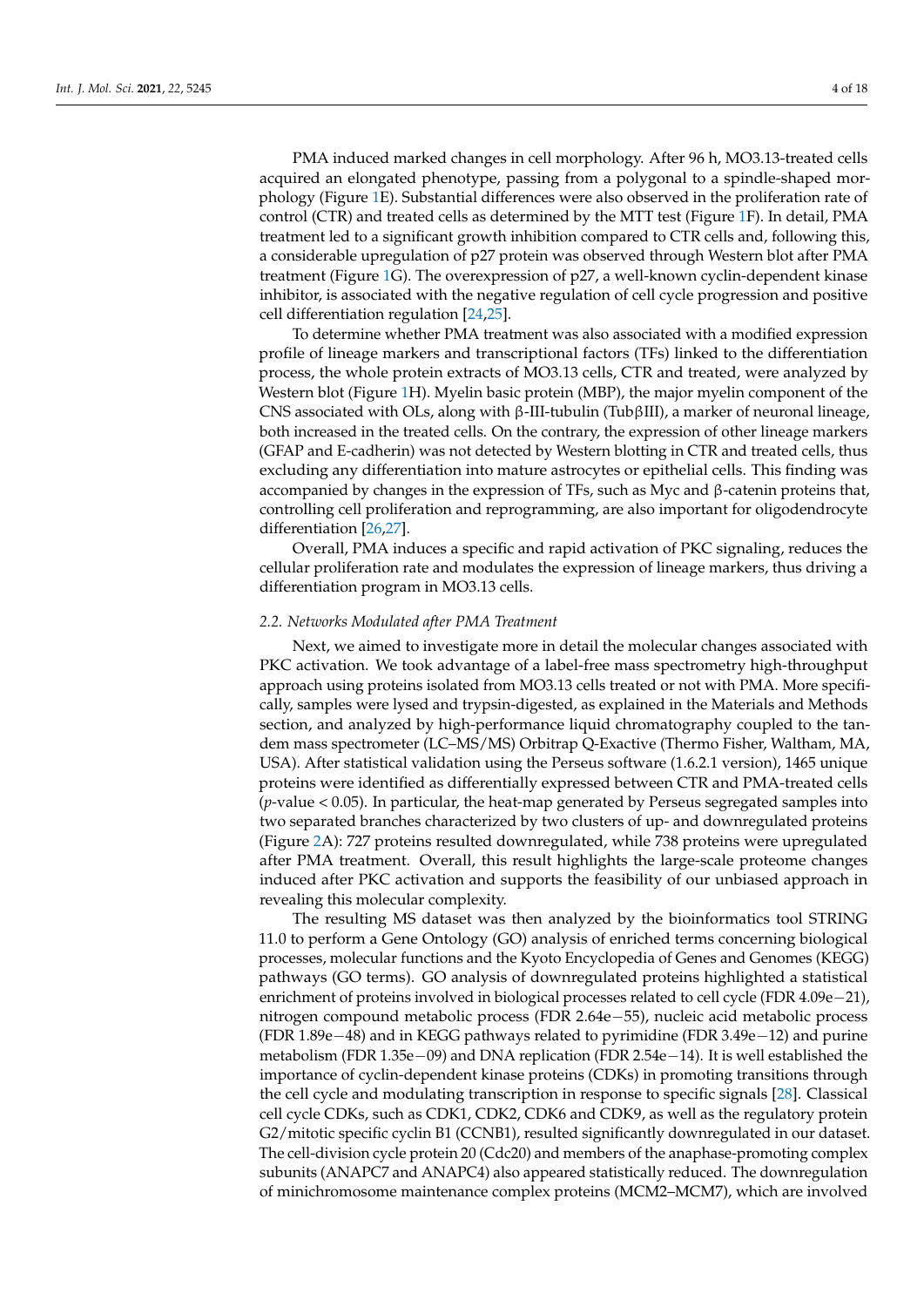PMA induced marked changes in cell morphology. After 96 h, MO3.13-treated cells acquired an elongated phenotype, passing from a polygonal to a spindle-shaped morphology (Figure 1E). Substantial differences were also observed in the proliferation rate of control (CTR) and treated cells as determined by the MTT test (Figure 1F). In detail, PMA treatment led to a significant growth inhibition compared to CTR cells and, following this, a considerable upregulation of p27 protein was observed through Western blot after PMA treatment (Figure 1G). The overexpression of p27, a well-known cyclin-dependent kinase inhibitor, is associated with the negative regulation of cell cycle progression and positive cell differentiation regulation [24,25].

To determine whether PMA treatment was also associated with a modified expression profile of lineage markers and transcriptional factors (TFs) linked to the differentiation process, the whole protein extracts of MO3.13 cells, CTR and treated, were analyzed by Western blot (Figure 1H). Myelin basic protein (MBP), the major myelin component of the CNS associated with OLs, along with β-III-tubulin (TubβIII), a marker of neuronal lineage, both increased in the treated cells. On the contrary, the expression of other lineage markers (GFAP and E-cadherin) was not detected by Western blotting in CTR and treated cells, thus excluding any differentiation into mature astrocytes or epithelial cells. This finding was accompanied by changes in the expression of TFs, such as Myc and β-catenin proteins that, controlling cell proliferation and reprogramming, are also important for oligodendrocyte differentiation [26,27].

Overall, PMA induces a specific and rapid activation of PKC signaling, reduces the cellular proliferation rate and modulates the expression of lineage markers, thus driving a differentiation program in MO3.13 cells.

### *2.2. Networks Modulated after PMA Treatment*

Next, we aimed to investigate more in detail the molecular changes associated with PKC activation. We took advantage of a label-free mass spectrometry high-throughput approach using proteins isolated from MO3.13 cells treated or not with PMA. More specifically, samples were lysed and trypsin-digested, as explained in the Materials and Methods section, and analyzed by high-performance liquid chromatography coupled to the tandem mass spectrometer (LC–MS/MS) Orbitrap Q-Exactive (Thermo Fisher, Waltham, MA, USA). After statistical validation using the Perseus software (1.6.2.1 version), 1465 unique proteins were identified as differentially expressed between CTR and PMA-treated cells ($p$-value < 0.05). In particular, the heat-map generated by Perseus segregated samples into two separated branches characterized by two clusters of up- and downregulated proteins (Figure 2A): 727 proteins resulted downregulated, while 738 proteins were upregulated after PMA treatment. Overall, this result highlights the large-scale proteome changes induced after PKC activation and supports the feasibility of our unbiased approach in revealing this molecular complexity.

The resulting MS dataset was then analyzed by the bioinformatics tool STRING 11.0 to perform a Gene Ontology (GO) analysis of enriched terms concerning biological processes, molecular functions and the Kyoto Encyclopedia of Genes and Genomes (KEGG) pathways (GO terms). GO analysis of downregulated proteins highlighted a statistical enrichment of proteins involved in biological processes related to cell cycle (FDR 4.09e−21), nitrogen compound metabolic process (FDR 2.64e−55), nucleic acid metabolic process (FDR 1.89e−48) and in KEGG pathways related to pyrimidine (FDR 3.49e−12) and purine metabolism (FDR 1.35e−09) and DNA replication (FDR 2.54e−14). It is well established the importance of cyclin-dependent kinase proteins (CDKs) in promoting transitions through the cell cycle and modulating transcription in response to specific signals [28]. Classical cell cycle CDKs, such as CDK1, CDK2, CDK6 and CDK9, as well as the regulatory protein G2/mitotic specific cyclin B1 (CCNB1), resulted significantly downregulated in our dataset. The cell-division cycle protein 20 (Cdc20) and members of the anaphase-promoting complex subunits (ANAPC7 and ANAPC4) also appeared statistically reduced. The downregulation of minichromosome maintenance complex proteins (MCM2–MCM7), which are involved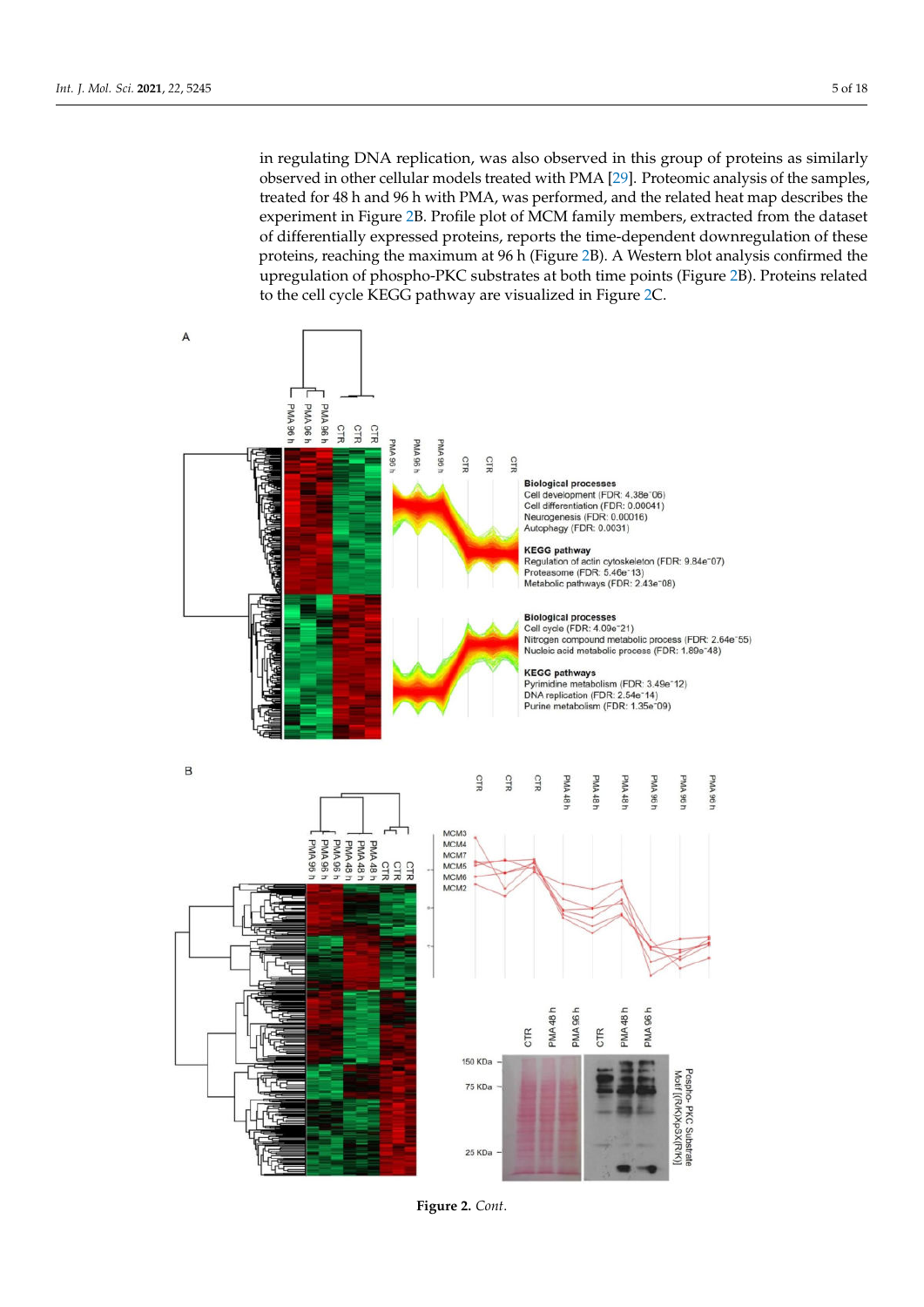in regulating DNA replication, was also observed in this group of proteins as similarly observed in other cellular models treated with PMA [29]. Proteomic analysis of the samples, treated for 48 h and 96 h with PMA, was performed, and the related heat map describes the experiment in Figure 2B. Profile plot of MCM family members, extracted from the dataset of differentially expressed proteins, reports the time-dependent downregulation of these proteins, reaching the maximum at 96 h (Figure 2B). A Western blot analysis confirmed the upregulation of phospho-PKC substrates at both time points (Figure 2B). Proteins related to the cell cycle KEGG pathway are visualized in Figure 2C.

**Figure 2.** *Cont.*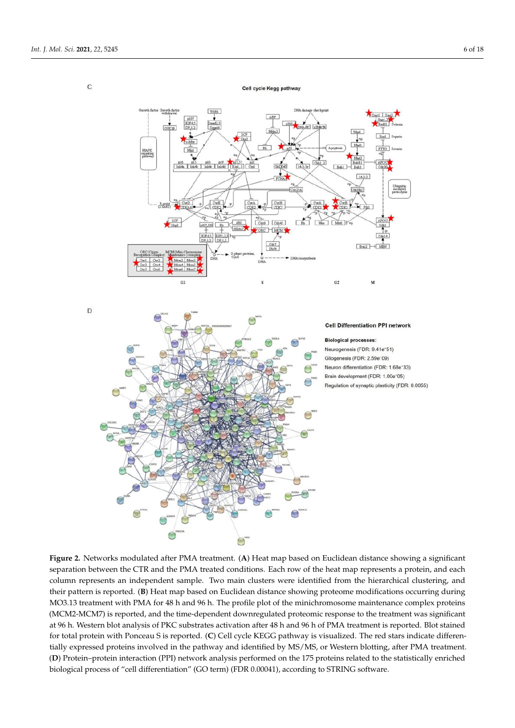**Figure 2.** Networks modulated after PMA treatment. (**A**) Heat map based on Euclidean distance showing a significant separation between the CTR and the PMA treated conditions. Each row of the heat map represents a protein, and each column represents an independent sample. Two main clusters were identified from the hierarchical clustering, and their pattern is reported. (**B**) Heat map based on Euclidean distance showing proteome modifications occurring during MO3.13 treatment with PMA for 48 h and 96 h. The profile plot of the minichromosome maintenance complex proteins (MCM2-MCM7) is reported, and the time-dependent downregulated proteomic response to the treatment was significant at 96 h. Western blot analysis of PKC substrates activation after 48 h and 96 h of PMA treatment is reported. Blot stained for total protein with Ponceau S is reported. (**C**) Cell cycle KEGG pathway is visualized. The red stars indicate differentially expressed proteins involved in the pathway and identified by MS/MS, or Western blotting, after PMA treatment. (**D**) Protein–protein interaction (PPI) network analysis performed on the 175 proteins related to the statistically enriched biological process of "cell differentiation" (GO term) (FDR 0.00041), according to STRING software.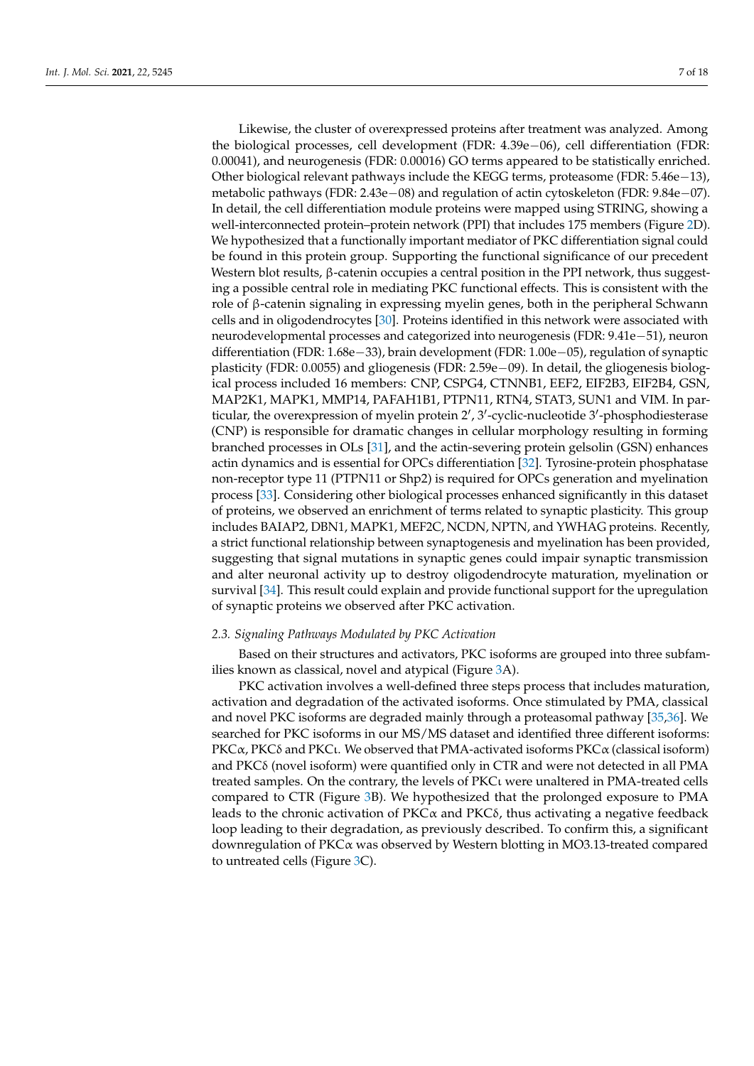Likewise, the cluster of overexpressed proteins after treatment was analyzed. Among the biological processes, cell development (FDR: 4.39e−06), cell differentiation (FDR: 0.00041), and neurogenesis (FDR: 0.00016) GO terms appeared to be statistically enriched. Other biological relevant pathways include the KEGG terms, proteasome (FDR: 5.46e−13), metabolic pathways (FDR: 2.43e−08) and regulation of actin cytoskeleton (FDR: 9.84e−07). In detail, the cell differentiation module proteins were mapped using STRING, showing a well-interconnected protein–protein network (PPI) that includes 175 members (Figure 2D). We hypothesized that a functionally important mediator of PKC differentiation signal could be found in this protein group. Supporting the functional significance of our precedent Western blot results, β-catenin occupies a central position in the PPI network, thus suggesting a possible central role in mediating PKC functional effects. This is consistent with the role of β-catenin signaling in expressing myelin genes, both in the peripheral Schwann cells and in oligodendrocytes [30]. Proteins identified in this network were associated with neurodevelopmental processes and categorized into neurogenesis (FDR: 9.41e−51), neuron differentiation (FDR: 1.68e−33), brain development (FDR: 1.00e−05), regulation of synaptic plasticity (FDR: 0.0055) and gliogenesis (FDR: 2.59e−09). In detail, the gliogenesis biological process included 16 members: CNP, CSPG4, CTNNB1, EEF2, EIF2B3, EIF2B4, GSN, MAP2K1, MAPK1, MMP14, PAFAH1B1, PTPN11, RTN4, STAT3, SUN1 and VIM. In particular, the overexpression of myelin protein 2′, 3′-cyclic-nucleotide 3′-phosphodiesterase (CNP) is responsible for dramatic changes in cellular morphology resulting in forming branched processes in OLs [31], and the actin-severing protein gelsolin (GSN) enhances actin dynamics and is essential for OPCs differentiation [32]. Tyrosine-protein phosphatase non-receptor type 11 (PTPN11 or Shp2) is required for OPCs generation and myelination process [33]. Considering other biological processes enhanced significantly in this dataset of proteins, we observed an enrichment of terms related to synaptic plasticity. This group includes BAIAP2, DBN1, MAPK1, MEF2C, NCDN, NPTN, and YWHAG proteins. Recently, a strict functional relationship between synaptogenesis and myelination has been provided, suggesting that signal mutations in synaptic genes could impair synaptic transmission and alter neuronal activity up to destroy oligodendrocyte maturation, myelination or survival [34]. This result could explain and provide functional support for the upregulation of synaptic proteins we observed after PKC activation.

### *2.3. Signaling Pathways Modulated by PKC Activation*

Based on their structures and activators, PKC isoforms are grouped into three subfamilies known as classical, novel and atypical (Figure 3A).

PKC activation involves a well-defined three steps process that includes maturation, activation and degradation of the activated isoforms. Once stimulated by PMA, classical and novel PKC isoforms are degraded mainly through a proteasomal pathway [35,36]. We searched for PKC isoforms in our MS/MS dataset and identified three different isoforms: PKCα, PKCδ and PKCι. We observed that PMA-activated isoforms PKCα (classical isoform) and PKCδ (novel isoform) were quantified only in CTR and were not detected in all PMA treated samples. On the contrary, the levels of PKCι were unaltered in PMA-treated cells compared to CTR (Figure 3B). We hypothesized that the prolonged exposure to PMA leads to the chronic activation of PKCα and PKCδ, thus activating a negative feedback loop leading to their degradation, as previously described. To confirm this, a significant downregulation of PKCα was observed by Western blotting in MO3.13-treated compared to untreated cells (Figure 3C).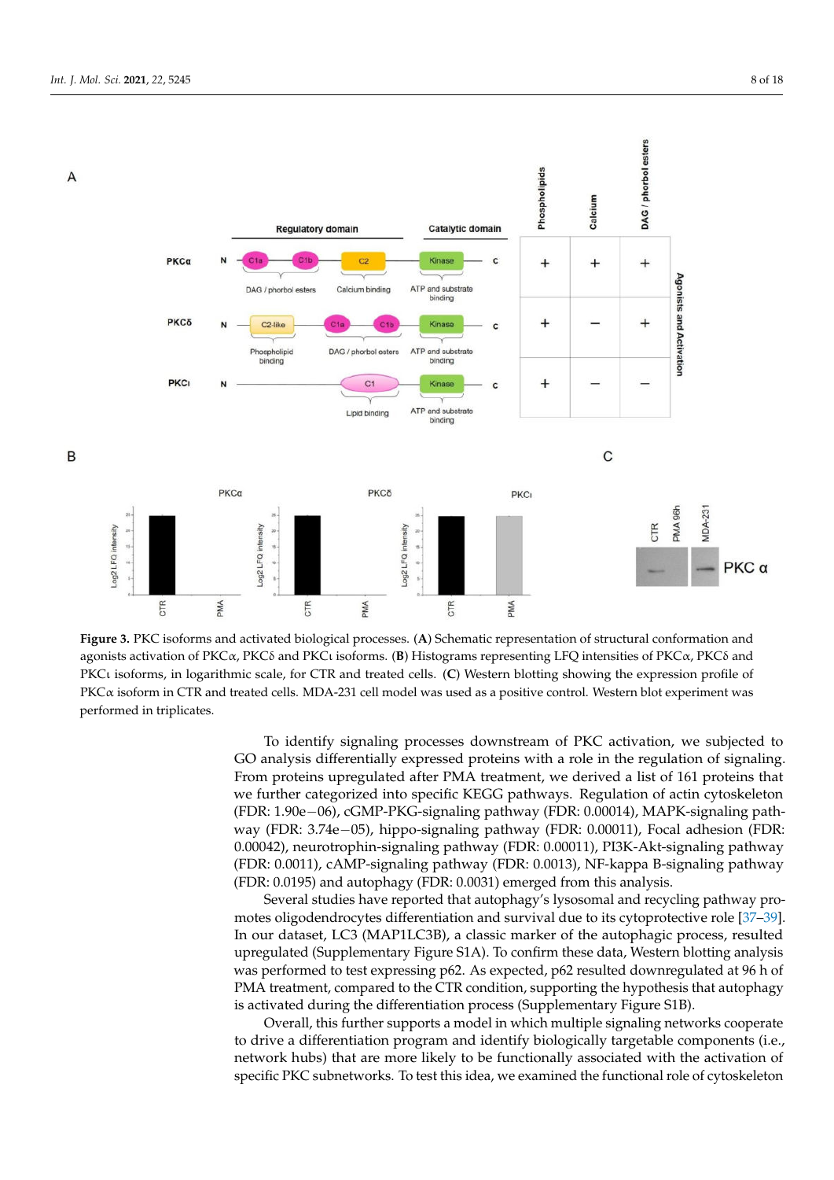**Figure 3.** PKC isoforms and activated biological processes. (**A**) Schematic representation of structural conformation and agonists activation of PKCα, PKCδ and PKCι isoforms. (**B**) Histograms representing LFQ intensities of PKCα, PKCδ and PKCι isoforms, in logarithmic scale, for CTR and treated cells. (**C**) Western blotting showing the expression profile of PKCα isoform in CTR and treated cells. MDA-231 cell model was used as a positive control. Western blot experiment was performed in triplicates.

To identify signaling processes downstream of PKC activation, we subjected to GO analysis differentially expressed proteins with a role in the regulation of signaling. From proteins upregulated after PMA treatment, we derived a list of 161 proteins that we further categorized into specific KEGG pathways. Regulation of actin cytoskeleton (FDR: 1.90e−06), cGMP-PKG-signaling pathway (FDR: 0.00014), MAPK-signaling pathway (FDR: 3.74e−05), hippo-signaling pathway (FDR: 0.00011), Focal adhesion (FDR: 0.00042), neurotrophin-signaling pathway (FDR: 0.00011), PI3K-Akt-signaling pathway (FDR: 0.0011), cAMP-signaling pathway (FDR: 0.0013), NF-kappa B-signaling pathway (FDR: 0.0195) and autophagy (FDR: 0.0031) emerged from this analysis.

Several studies have reported that autophagy's lysosomal and recycling pathway promotes oligodendrocytes differentiation and survival due to its cytoprotective role [37–39]. In our dataset, LC3 (MAP1LC3B), a classic marker of the autophagic process, resulted upregulated (Supplementary Figure S1A). To confirm these data, Western blotting analysis was performed to test expressing p62. As expected, p62 resulted downregulated at 96 h of PMA treatment, compared to the CTR condition, supporting the hypothesis that autophagy is activated during the differentiation process (Supplementary Figure S1B).

Overall, this further supports a model in which multiple signaling networks cooperate to drive a differentiation program and identify biologically targetable components (i.e., network hubs) that are more likely to be functionally associated with the activation of specific PKC subnetworks. To test this idea, we examined the functional role of cytoskeleton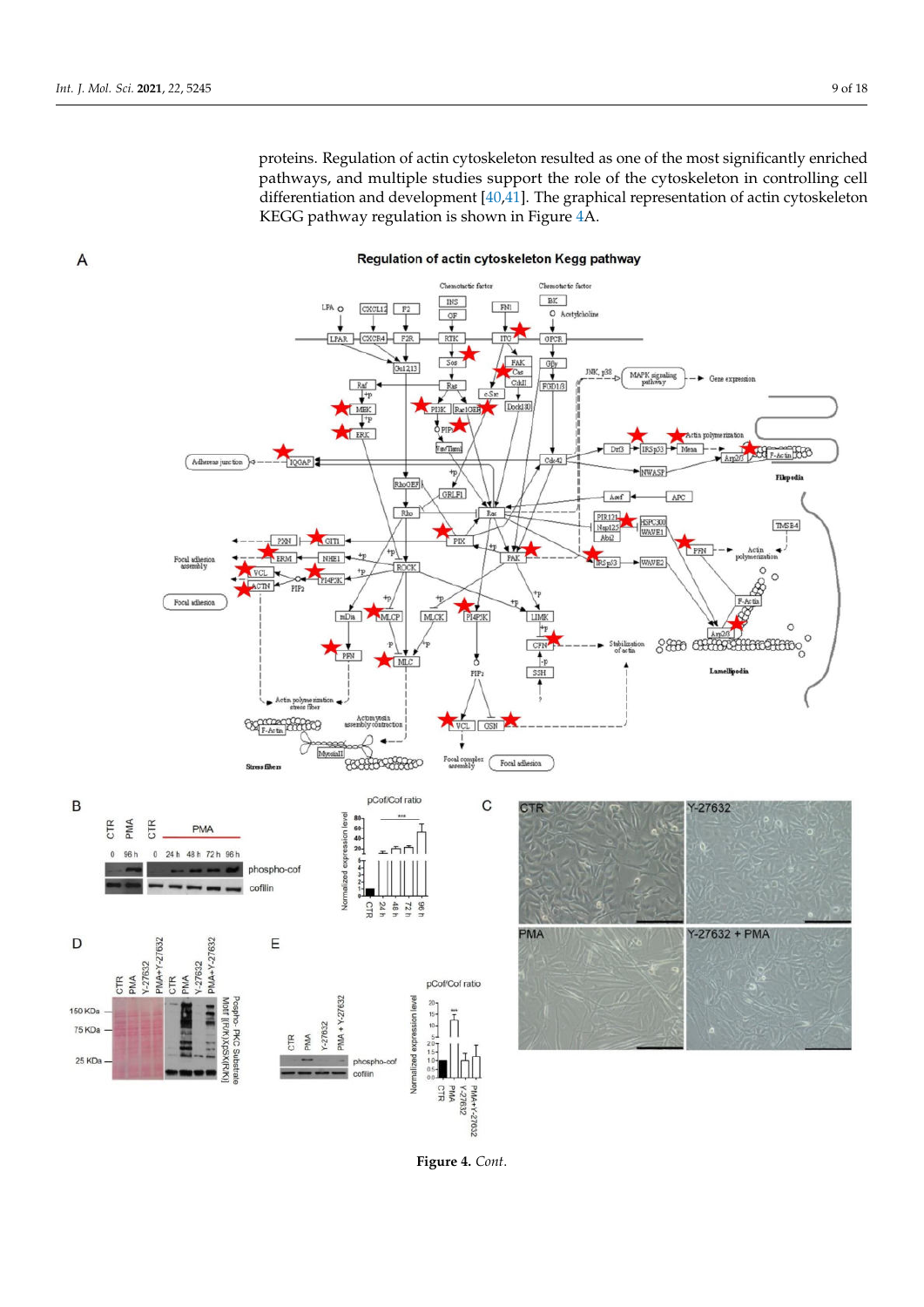proteins. Regulation of actin cytoskeleton resulted as one of the most significantly enriched pathways, and multiple studies support the role of the cytoskeleton in controlling cell differentiation and development [40,41]. The graphical representation of actin cytoskeleton KEGG pathway regulation is shown in Figure 4A.

**Figure 4.** *Cont.*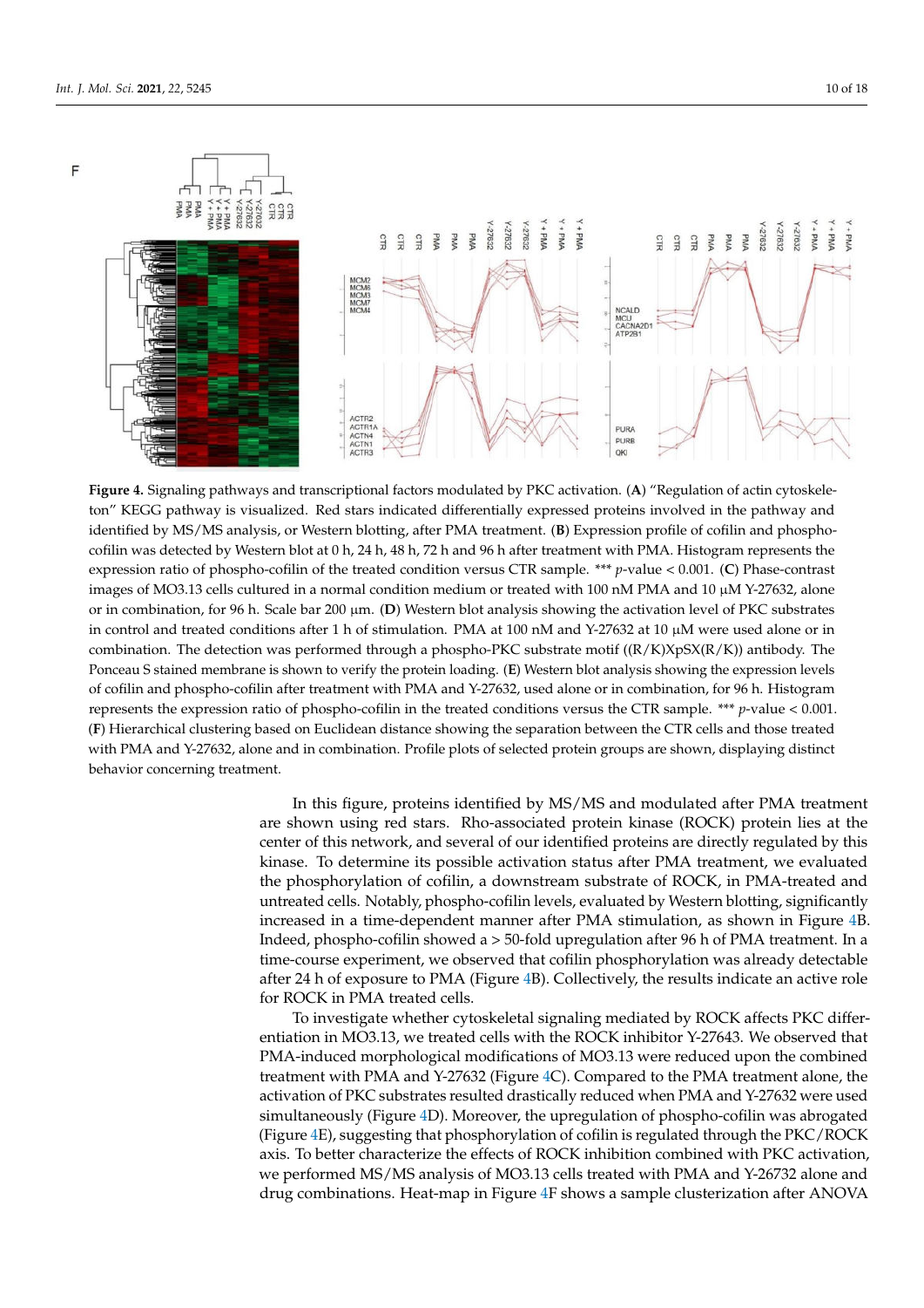**Figure 4.** Signaling pathways and transcriptional factors modulated by PKC activation. (**A**) "Regulation of actin cytoskeleton" KEGG pathway is visualized. Red stars indicated differentially expressed proteins involved in the pathway and identified by MS/MS analysis, or Western blotting, after PMA treatment. (**B**) Expression profile of cofilin and phospho-cofilin was detected by Western blot at 0 h, 24 h, 48 h, 72 h and 96 h after treatment with PMA. Histogram represents the expression ratio of phospho-cofilin of the treated condition versus CTR sample. *** $p$-value < 0.001. (**C**) Phase-contrast images of MO3.13 cells cultured in a normal condition medium or treated with 100 nM PMA and 10 µM Y-27632, alone or in combination, for 96 h. Scale bar 200 µm. (**D**) Western blot analysis showing the activation level of PKC substrates in control and treated conditions after 1 h of stimulation. PMA at 100 nM and Y-27632 at 10 µM were used alone or in combination. The detection was performed through a phospho-PKC substrate motif ((R/K)XpSX(R/K)) antibody. The Ponceau S stained membrane is shown to verify the protein loading. (**E**) Western blot analysis showing the expression levels of cofilin and phospho-cofilin after treatment with PMA and Y-27632, used alone or in combination, for 96 h. Histogram represents the expression ratio of phospho-cofilin in the treated conditions versus the CTR sample. *** $p$-value < 0.001. (**F**) Hierarchical clustering based on Euclidean distance showing the separation between the CTR cells and those treated with PMA and Y-27632, alone and in combination. Profile plots of selected protein groups are shown, displaying distinct behavior concerning treatment.

In this figure, proteins identified by MS/MS and modulated after PMA treatment are shown using red stars. Rho-associated protein kinase (ROCK) protein lies at the center of this network, and several of our identified proteins are directly regulated by this kinase. To determine its possible activation status after PMA treatment, we evaluated the phosphorylation of cofilin, a downstream substrate of ROCK, in PMA-treated and untreated cells. Notably, phospho-cofilin levels, evaluated by Western blotting, significantly increased in a time-dependent manner after PMA stimulation, as shown in Figure 4B. Indeed, phospho-cofilin showed a > 50-fold upregulation after 96 h of PMA treatment. In a time-course experiment, we observed that cofilin phosphorylation was already detectable after 24 h of exposure to PMA (Figure 4B). Collectively, the results indicate an active role for ROCK in PMA treated cells.

To investigate whether cytoskeletal signaling mediated by ROCK affects PKC differentiation in MO3.13, we treated cells with the ROCK inhibitor Y-27643. We observed that PMA-induced morphological modifications of MO3.13 were reduced upon the combined treatment with PMA and Y-27632 (Figure 4C). Compared to the PMA treatment alone, the activation of PKC substrates resulted drastically reduced when PMA and Y-27632 were used simultaneously (Figure 4D). Moreover, the upregulation of phospho-cofilin was abrogated (Figure 4E), suggesting that phosphorylation of cofilin is regulated through the PKC/ROCK axis. To better characterize the effects of ROCK inhibition combined with PKC activation, we performed MS/MS analysis of MO3.13 cells treated with PMA and Y-26732 alone and drug combinations. Heat-map in Figure 4F shows a sample clusterization after ANOVA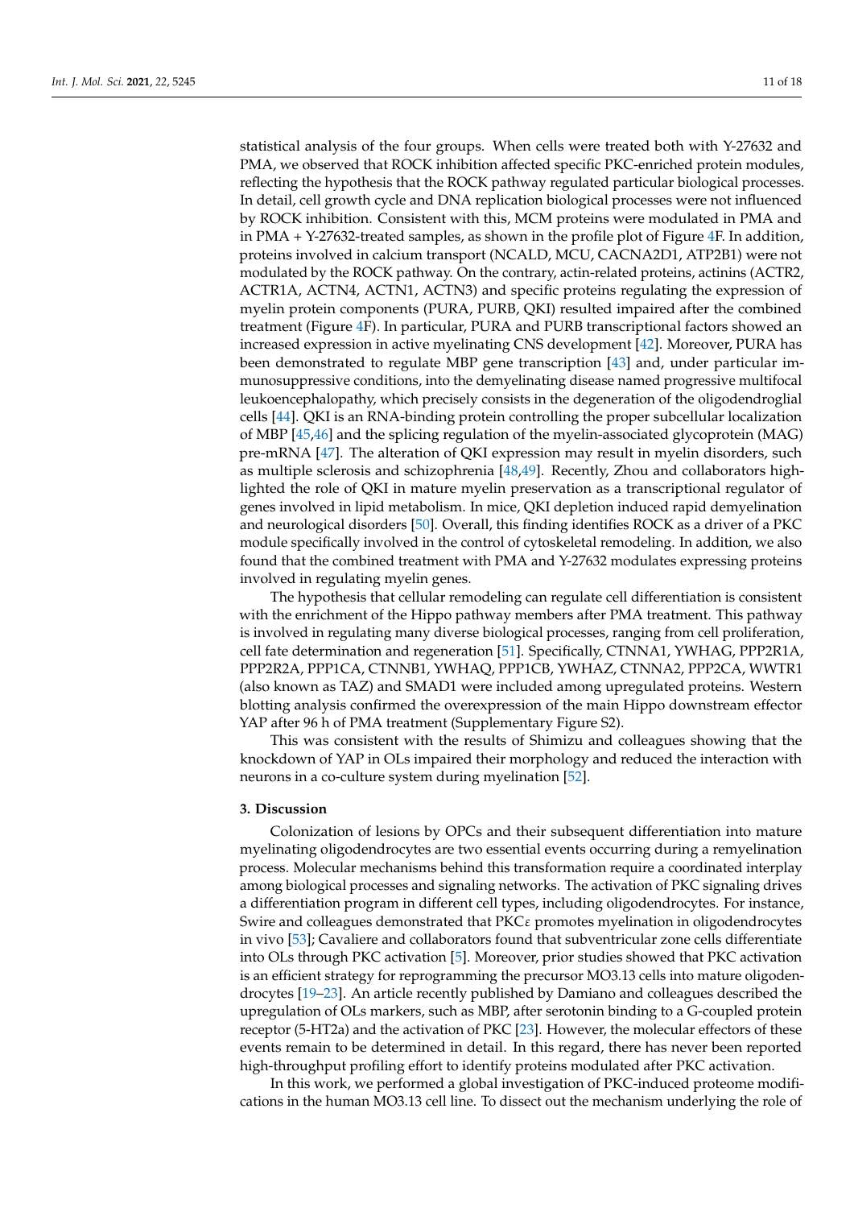statistical analysis of the four groups. When cells were treated both with Y-27632 and PMA, we observed that ROCK inhibition affected specific PKC-enriched protein modules, reflecting the hypothesis that the ROCK pathway regulated particular biological processes. In detail, cell growth cycle and DNA replication biological processes were not influenced by ROCK inhibition. Consistent with this, MCM proteins were modulated in PMA and in PMA + Y-27632-treated samples, as shown in the profile plot of Figure 4F. In addition, proteins involved in calcium transport (NCALD, MCU, CACNA2D1, ATP2B1) were not modulated by the ROCK pathway. On the contrary, actin-related proteins, actinins (ACTR2, ACTR1A, ACTN4, ACTN1, ACTN3) and specific proteins regulating the expression of myelin protein components (PURA, PURB, QKI) resulted impaired after the combined treatment (Figure 4F). In particular, PURA and PURB transcriptional factors showed an increased expression in active myelinating CNS development [42]. Moreover, PURA has been demonstrated to regulate MBP gene transcription [43] and, under particular immunosuppressive conditions, into the demyelinating disease named progressive multifocal leukoencephalopathy, which precisely consists in the degeneration of the oligodendroglial cells [44]. QKI is an RNA-binding protein controlling the proper subcellular localization of MBP [45,46] and the splicing regulation of the myelin-associated glycoprotein (MAG) pre-mRNA [47]. The alteration of QKI expression may result in myelin disorders, such as multiple sclerosis and schizophrenia [48,49]. Recently, Zhou and collaborators highlighted the role of QKI in mature myelin preservation as a transcriptional regulator of genes involved in lipid metabolism. In mice, QKI depletion induced rapid demyelination and neurological disorders [50]. Overall, this finding identifies ROCK as a driver of a PKC module specifically involved in the control of cytoskeletal remodeling. In addition, we also found that the combined treatment with PMA and Y-27632 modulates expressing proteins involved in regulating myelin genes.

The hypothesis that cellular remodeling can regulate cell differentiation is consistent with the enrichment of the Hippo pathway members after PMA treatment. This pathway is involved in regulating many diverse biological processes, ranging from cell proliferation, cell fate determination and regeneration [51]. Specifically, CTNNA1, YWHAG, PPP2R1A, PPP2R2A, PPP1CA, CTNNB1, YWHAQ, PPP1CB, YWHAZ, CTNNA2, PPP2CA, WWTR1 (also known as TAZ) and SMAD1 were included among upregulated proteins. Western blotting analysis confirmed the overexpression of the main Hippo downstream effector YAP after 96 h of PMA treatment (Supplementary Figure S2).

This was consistent with the results of Shimizu and colleagues showing that the knockdown of YAP in OLs impaired their morphology and reduced the interaction with neurons in a co-culture system during myelination [52].

## 3. Discussion

Colonization of lesions by OPCs and their subsequent differentiation into mature myelinating oligodendrocytes are two essential events occurring during a remyelination process. Molecular mechanisms behind this transformation require a coordinated interplay among biological processes and signaling networks. The activation of PKC signaling drives a differentiation program in different cell types, including oligodendrocytes. For instance, Swire and colleagues demonstrated that PKCε promotes myelination in oligodendrocytes in vivo [53]; Cavaliere and collaborators found that subventricular zone cells differentiate into OLs through PKC activation [5]. Moreover, prior studies showed that PKC activation is an efficient strategy for reprogramming the precursor MO3.13 cells into mature oligodendrocytes [19–23]. An article recently published by Damiano and colleagues described the upregulation of OLs markers, such as MBP, after serotonin binding to a G-coupled protein receptor (5-HT2a) and the activation of PKC [23]. However, the molecular effectors of these events remain to be determined in detail. In this regard, there has never been reported high-throughput profiling effort to identify proteins modulated after PKC activation.

In this work, we performed a global investigation of PKC-induced proteome modifications in the human MO3.13 cell line. To dissect out the mechanism underlying the role of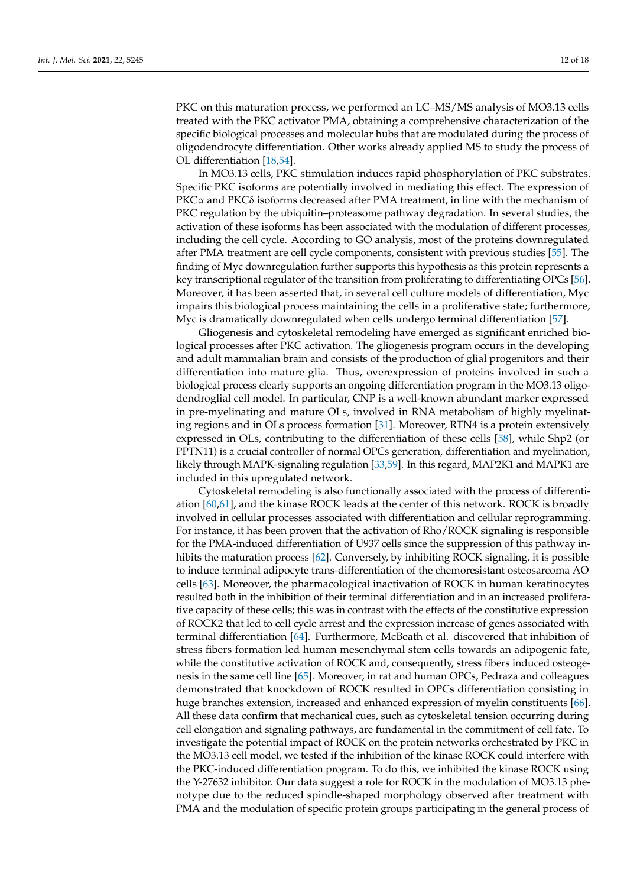PKC on this maturation process, we performed an LC–MS/MS analysis of MO3.13 cells treated with the PKC activator PMA, obtaining a comprehensive characterization of the specific biological processes and molecular hubs that are modulated during the process of oligodendrocyte differentiation. Other works already applied MS to study the process of OL differentiation [18,54].

In MO3.13 cells, PKC stimulation induces rapid phosphorylation of PKC substrates. Specific PKC isoforms are potentially involved in mediating this effect. The expression of PKCα and PKCδ isoforms decreased after PMA treatment, in line with the mechanism of PKC regulation by the ubiquitin–proteasome pathway degradation. In several studies, the activation of these isoforms has been associated with the modulation of different processes, including the cell cycle. According to GO analysis, most of the proteins downregulated after PMA treatment are cell cycle components, consistent with previous studies [55]. The finding of Myc downregulation further supports this hypothesis as this protein represents a key transcriptional regulator of the transition from proliferating to differentiating OPCs [56]. Moreover, it has been asserted that, in several cell culture models of differentiation, Myc impairs this biological process maintaining the cells in a proliferative state; furthermore, Myc is dramatically downregulated when cells undergo terminal differentiation [57].

Gliogenesis and cytoskeletal remodeling have emerged as significant enriched biological processes after PKC activation. The gliogenesis program occurs in the developing and adult mammalian brain and consists of the production of glial progenitors and their differentiation into mature glia. Thus, overexpression of proteins involved in such a biological process clearly supports an ongoing differentiation program in the MO3.13 oligodendroglial cell model. In particular, CNP is a well-known abundant marker expressed in pre-myelinating and mature OLs, involved in RNA metabolism of highly myelinating regions and in OLs process formation [31]. Moreover, RTN4 is a protein extensively expressed in OLs, contributing to the differentiation of these cells [58], while Shp2 (or PPTN11) is a crucial controller of normal OPCs generation, differentiation and myelination, likely through MAPK-signaling regulation [33,59]. In this regard, MAP2K1 and MAPK1 are included in this upregulated network.

Cytoskeletal remodeling is also functionally associated with the process of differentiation [60,61], and the kinase ROCK leads at the center of this network. ROCK is broadly involved in cellular processes associated with differentiation and cellular reprogramming. For instance, it has been proven that the activation of Rho/ROCK signaling is responsible for the PMA-induced differentiation of U937 cells since the suppression of this pathway inhibits the maturation process [62]. Conversely, by inhibiting ROCK signaling, it is possible to induce terminal adipocyte trans-differentiation of the chemoresistant osteosarcoma AO cells [63]. Moreover, the pharmacological inactivation of ROCK in human keratinocytes resulted both in the inhibition of their terminal differentiation and in an increased proliferative capacity of these cells; this was in contrast with the effects of the constitutive expression of ROCK2 that led to cell cycle arrest and the expression increase of genes associated with terminal differentiation [64]. Furthermore, McBeath et al. discovered that inhibition of stress fibers formation led human mesenchymal stem cells towards an adipogenic fate, while the constitutive activation of ROCK and, consequently, stress fibers induced osteogenesis in the same cell line [65]. Moreover, in rat and human OPCs, Pedraza and colleagues demonstrated that knockdown of ROCK resulted in OPCs differentiation consisting in huge branches extension, increased and enhanced expression of myelin constituents [66]. All these data confirm that mechanical cues, such as cytoskeletal tension occurring during cell elongation and signaling pathways, are fundamental in the commitment of cell fate. To investigate the potential impact of ROCK on the protein networks orchestrated by PKC in the MO3.13 cell model, we tested if the inhibition of the kinase ROCK could interfere with the PKC-induced differentiation program. To do this, we inhibited the kinase ROCK using the Y-27632 inhibitor. Our data suggest a role for ROCK in the modulation of MO3.13 phenotype due to the reduced spindle-shaped morphology observed after treatment with PMA and the modulation of specific protein groups participating in the general process of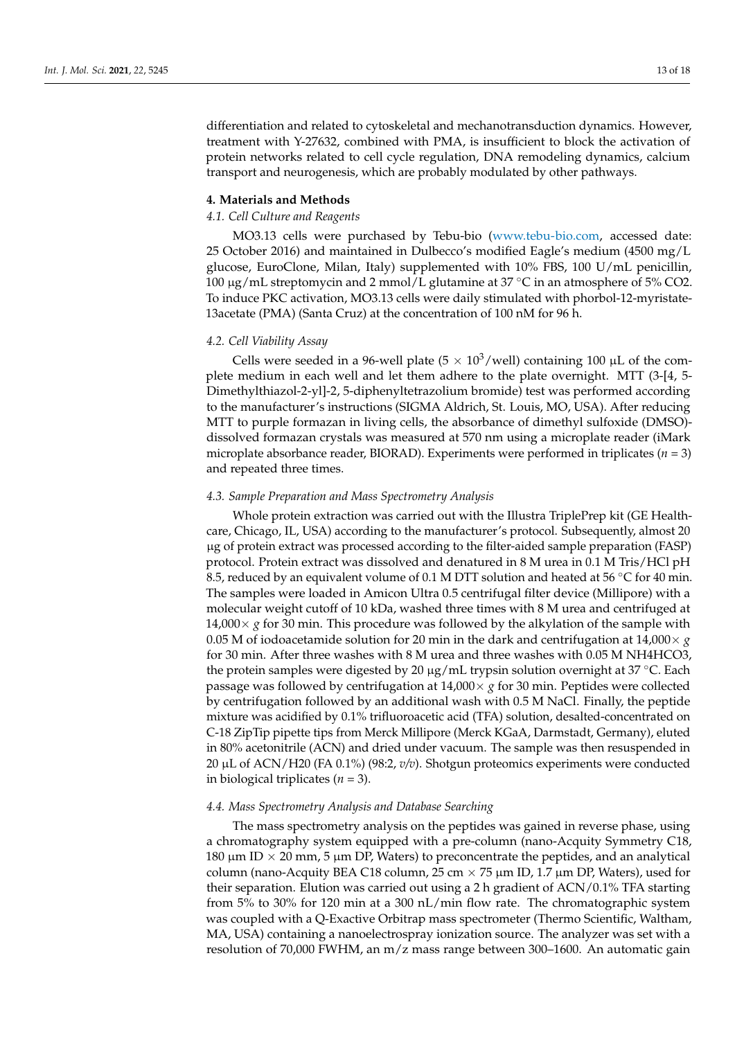differentiation and related to cytoskeletal and mechanotransduction dynamics. However, treatment with Y-27632, combined with PMA, is insufficient to block the activation of protein networks related to cell cycle regulation, DNA remodeling dynamics, calcium transport and neurogenesis, which are probably modulated by other pathways.

## 4. Materials and Methods

### 4.1. Cell Culture and Reagents

MO3.13 cells were purchased by Tebu-bio (www.tebu-bio.com, accessed date: 25 October 2016) and maintained in Dulbecco's modified Eagle's medium (4500 mg/L glucose, EuroClone, Milan, Italy) supplemented with 10% FBS, 100 U/mL penicillin, 100 μg/mL streptomycin and 2 mmol/L glutamine at 37 °C in an atmosphere of 5% CO2. To induce PKC activation, MO3.13 cells were daily stimulated with phorbol-12-myristate-13acetate (PMA) (Santa Cruz) at the concentration of 100 nM for 96 h.

### 4.2. Cell Viability Assay

Cells were seeded in a 96-well plate ($5 \times 10^3$/well) containing 100 μL of the complete medium in each well and let them adhere to the plate overnight. MTT (3-[4, 5-Dimethylthiazol-2-yl]-2, 5-diphenyltetrazolium bromide) test was performed according to the manufacturer's instructions (SIGMA Aldrich, St. Louis, MO, USA). After reducing MTT to purple formazan in living cells, the absorbance of dimethyl sulfoxide (DMSO)-dissolved formazan crystals was measured at 570 nm using a microplate reader (iMark microplate absorbance reader, BIORAD). Experiments were performed in triplicates ($n$ = 3) and repeated three times.

### 4.3. Sample Preparation and Mass Spectrometry Analysis

Whole protein extraction was carried out with the Illustra TriplePrep kit (GE Healthcare, Chicago, IL, USA) according to the manufacturer's protocol. Subsequently, almost 20 μg of protein extract was processed according to the filter-aided sample preparation (FASP) protocol. Protein extract was dissolved and denatured in 8 M urea in 0.1 M Tris/HCl pH 8.5, reduced by an equivalent volume of 0.1 M DTT solution and heated at 56 °C for 40 min. The samples were loaded in Amicon Ultra 0.5 centrifugal filter device (Millipore) with a molecular weight cutoff of 10 kDa, washed three times with 8 M urea and centrifuged at 14,000× *g* for 30 min. This procedure was followed by the alkylation of the sample with 0.05 M of iodoacetamide solution for 20 min in the dark and centrifugation at 14,000× *g* for 30 min. After three washes with 8 M urea and three washes with 0.05 M NH4HCO3, the protein samples were digested by 20 μg/mL trypsin solution overnight at 37 °C. Each passage was followed by centrifugation at 14,000× *g* for 30 min. Peptides were collected by centrifugation followed by an additional wash with 0.5 M NaCl. Finally, the peptide mixture was acidified by 0.1% trifluoroacetic acid (TFA) solution, desalted-concentrated on C-18 ZipTip pipette tips from Merck Millipore (Merck KGaA, Darmstadt, Germany), eluted in 80% acetonitrile (ACN) and dried under vacuum. The sample was then resuspended in 20 μL of ACN/H20 (FA 0.1%) (98:2, *v/v*). Shotgun proteomics experiments were conducted in biological triplicates ($n$ = 3).

### 4.4. Mass Spectrometry Analysis and Database Searching

The mass spectrometry analysis on the peptides was gained in reverse phase, using a chromatography system equipped with a pre-column (nano-Acquity Symmetry C18, 180 μm ID × 20 mm, 5 μm DP, Waters) to preconcentrate the peptides, and an analytical column (nano-Acquity BEA C18 column, 25 cm × 75 μm ID, 1.7 μm DP, Waters), used for their separation. Elution was carried out using a 2 h gradient of ACN/0.1% TFA starting from 5% to 30% for 120 min at a 300 nL/min flow rate. The chromatographic system was coupled with a Q-Exactive Orbitrap mass spectrometer (Thermo Scientific, Waltham, MA, USA) containing a nanoelectrospray ionization source. The analyzer was set with a resolution of 70,000 FWHM, an m/z mass range between 300–1600. An automatic gain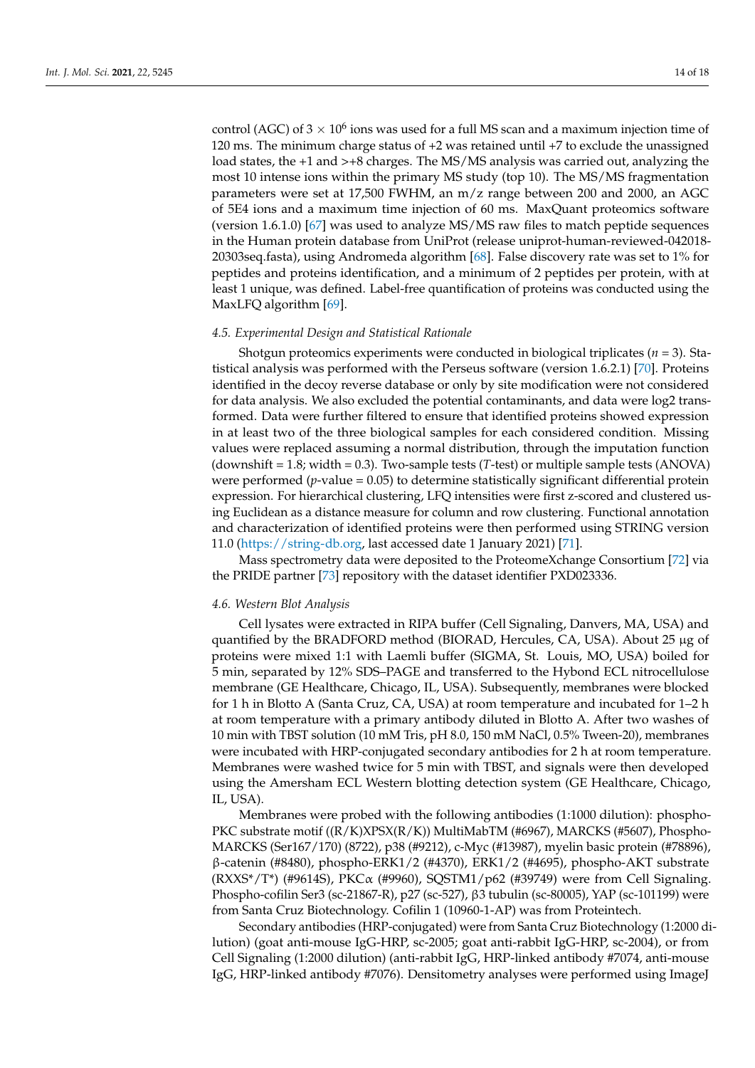control (AGC) of $3 \times 10^6$ ions was used for a full MS scan and a maximum injection time of 120 ms. The minimum charge status of +2 was retained until +7 to exclude the unassigned load states, the +1 and >+8 charges. The MS/MS analysis was carried out, analyzing the most 10 intense ions within the primary MS study (top 10). The MS/MS fragmentation parameters were set at 17,500 FWHM, an m/z range between 200 and 2000, an AGC of 5E4 ions and a maximum time injection of 60 ms. MaxQuant proteomics software (version 1.6.1.0) [67] was used to analyze MS/MS raw files to match peptide sequences in the Human protein database from UniProt (release uniprot-human-reviewed-042018-20303seq.fasta), using Andromeda algorithm [68]. False discovery rate was set to 1% for peptides and proteins identification, and a minimum of 2 peptides per protein, with at least 1 unique, was defined. Label-free quantification of proteins was conducted using the MaxLFQ algorithm [69].

### 4.5. Experimental Design and Statistical Rationale

Shotgun proteomics experiments were conducted in biological triplicates ($n = 3$). Statistical analysis was performed with the Perseus software (version 1.6.2.1) [70]. Proteins identified in the decoy reverse database or only by site modification were not considered for data analysis. We also excluded the potential contaminants, and data were log2 transformed. Data were further filtered to ensure that identified proteins showed expression in at least two of the three biological samples for each considered condition. Missing values were replaced assuming a normal distribution, through the imputation function (downshift = 1.8; width = 0.3). Two-sample tests (*T*-test) or multiple sample tests (ANOVA) were performed ($p$-value = 0.05) to determine statistically significant differential protein expression. For hierarchical clustering, LFQ intensities were first z-scored and clustered using Euclidean as a distance measure for column and row clustering. Functional annotation and characterization of identified proteins were then performed using STRING version 11.0 (https://string-db.org, last accessed date 1 January 2021) [71].

Mass spectrometry data were deposited to the ProteomeXchange Consortium [72] via the PRIDE partner [73] repository with the dataset identifier PXD023336.

### 4.6. Western Blot Analysis

Cell lysates were extracted in RIPA buffer (Cell Signaling, Danvers, MA, USA) and quantified by the BRADFORD method (BIORAD, Hercules, CA, USA). About 25 µg of proteins were mixed 1:1 with Laemli buffer (SIGMA, St. Louis, MO, USA) boiled for 5 min, separated by 12% SDS–PAGE and transferred to the Hybond ECL nitrocellulose membrane (GE Healthcare, Chicago, IL, USA). Subsequently, membranes were blocked for 1 h in Blotto A (Santa Cruz, CA, USA) at room temperature and incubated for 1–2 h at room temperature with a primary antibody diluted in Blotto A. After two washes of 10 min with TBST solution (10 mM Tris, pH 8.0, 150 mM NaCl, 0.5% Tween-20), membranes were incubated with HRP-conjugated secondary antibodies for 2 h at room temperature. Membranes were washed twice for 5 min with TBST, and signals were then developed using the Amersham ECL Western blotting detection system (GE Healthcare, Chicago, IL, USA).

Membranes were probed with the following antibodies (1:1000 dilution): phospho-PKC substrate motif ((R/K)XPSX(R/K)) MultiMabTM (#6967), MARCKS (#5607), Phospho-MARCKS (Ser167/170) (8722), p38 (#9212), c-Myc (#13987), myelin basic protein (#78896), β-catenin (#8480), phospho-ERK1/2 (#4370), ERK1/2 (#4695), phospho-AKT substrate (RXXS*/T*) (#9614S), PKCα (#9960), SQSTM1/p62 (#39749) were from Cell Signaling. Phospho-cofilin Ser3 (sc-21867-R), p27 (sc-527), β3 tubulin (sc-80005), YAP (sc-101199) were from Santa Cruz Biotechnology. Cofilin 1 (10960-1-AP) was from Proteintech.

Secondary antibodies (HRP-conjugated) were from Santa Cruz Biotechnology (1:2000 dilution) (goat anti-mouse IgG-HRP, sc-2005; goat anti-rabbit IgG-HRP, sc-2004), or from Cell Signaling (1:2000 dilution) (anti-rabbit IgG, HRP-linked antibody #7074, anti-mouse IgG, HRP-linked antibody #7076). Densitometry analyses were performed using ImageJ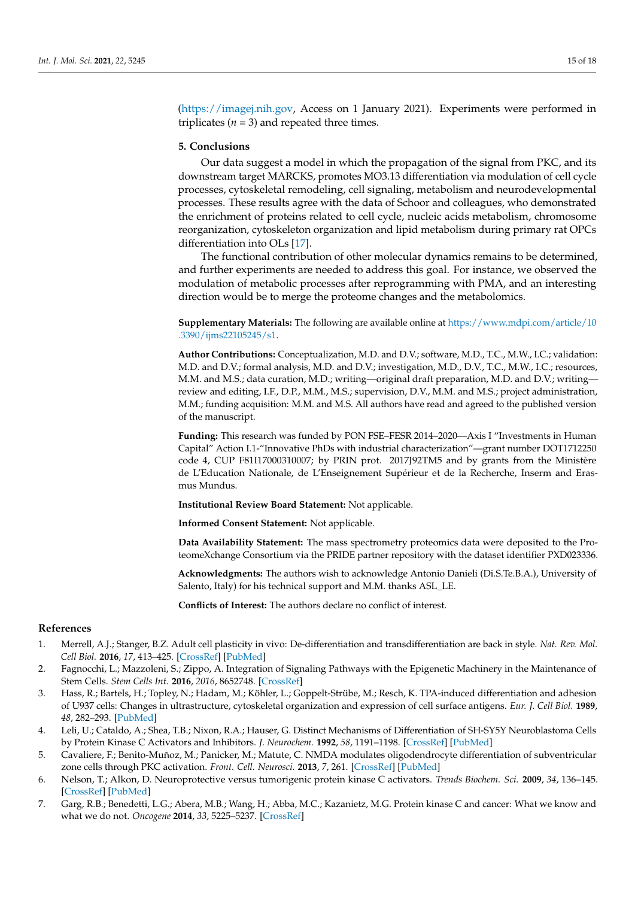(https://imagej.nih.gov, Access on 1 January 2021). Experiments were performed in triplicates ($n = 3$) and repeated three times.

## 5. Conclusions

Our data suggest a model in which the propagation of the signal from PKC, and its downstream target MARCKS, promotes MO3.13 differentiation via modulation of cell cycle processes, cytoskeletal remodeling, cell signaling, metabolism and neurodevelopmental processes. These results agree with the data of Schoor and colleagues, who demonstrated the enrichment of proteins related to cell cycle, nucleic acids metabolism, chromosome reorganization, cytoskeleton organization and lipid metabolism during primary rat OPCs differentiation into OLs [17].

The functional contribution of other molecular dynamics remains to be determined, and further experiments are needed to address this goal. For instance, we observed the modulation of metabolic processes after reprogramming with PMA, and an interesting direction would be to merge the proteome changes and the metabolomics.

**Supplementary Materials:** The following are available online at https://www.mdpi.com/article/10.3390/ijms22105245/s1.

**Author Contributions:** Conceptualization, M.D. and D.V.; software, M.D., T.C., M.W., I.C.; validation: M.D. and D.V.; formal analysis, M.D. and D.V.; investigation, M.D., D.V., T.C., M.W., I.C.; resources, M.M. and M.S.; data curation, M.D.; writing—original draft preparation, M.D. and D.V.; writing—review and editing, I.F., D.P., M.M., M.S.; supervision, D.V., M.M. and M.S.; project administration, M.M.; funding acquisition: M.M. and M.S. All authors have read and agreed to the published version of the manuscript.

**Funding:** This research was funded by PON FSE–FESR 2014–2020—Axis I "Investments in Human Capital" Action I.1-"Innovative PhDs with industrial characterization"—grant number DOT1712250 code 4, CUP F81I17000310007; by PRIN prot. 2017J92TM5 and by grants from the Ministère de L'Education Nationale, de L'Enseignement Supérieur et de la Recherche, Inserm and Erasmus Mundus.

**Institutional Review Board Statement:** Not applicable.

**Informed Consent Statement:** Not applicable.

**Data Availability Statement:** The mass spectrometry proteomics data were deposited to the ProteomeXchange Consortium via the PRIDE partner repository with the dataset identifier PXD023336.

**Acknowledgments:** The authors wish to acknowledge Antonio Danieli (Di.S.Te.B.A.), University of Salento, Italy) for his technical support and M.M. thanks ASL_LE.

**Conflicts of Interest:** The authors declare no conflict of interest.

## References

1. Merrell, A.J.; Stanger, B.Z. Adult cell plasticity in vivo: De-differentiation and transdifferentiation are back in style. *Nat. Rev. Mol. Cell Biol.* **2016**, *17*, 413–425. [CrossRef] [PubMed]
2. Fagnocchi, L.; Mazzoleni, S.; Zippo, A. Integration of Signaling Pathways with the Epigenetic Machinery in the Maintenance of Stem Cells. *Stem Cells Int.* **2016**, *2016*, 8652748. [CrossRef]
3. Hass, R.; Bartels, H.; Topley, N.; Hadam, M.; Köhler, L.; Goppelt-Strübe, M.; Resch, K. TPA-induced differentiation and adhesion of U937 cells: Changes in ultrastructure, cytoskeletal organization and expression of cell surface antigens. *Eur. J. Cell Biol.* **1989**, *48*, 282–293. [PubMed]
4. Leli, U.; Cataldo, A.; Shea, T.B.; Nixon, R.A.; Hauser, G. Distinct Mechanisms of Differentiation of SH-SY5Y Neuroblastoma Cells by Protein Kinase C Activators and Inhibitors. *J. Neurochem.* **1992**, *58*, 1191–1198. [CrossRef] [PubMed]
5. Cavaliere, F.; Benito-Muñoz, M.; Panicker, M.; Matute, C. NMDA modulates oligodendrocyte differentiation of subventricular zone cells through PKC activation. *Front. Cell. Neurosci.* **2013**, *7*, 261. [CrossRef] [PubMed]
6. Nelson, T.; Alkon, D. Neuroprotective versus tumorigenic protein kinase C activators. *Trends Biochem. Sci.* **2009**, *34*, 136–145. [CrossRef] [PubMed]
7. Garg, R.B.; Benedetti, L.G.; Abera, M.B.; Wang, H.; Abba, M.C.; Kazanietz, M.G. Protein kinase C and cancer: What we know and what we do not. *Oncogene* **2014**, *33*, 5225–5237. [CrossRef]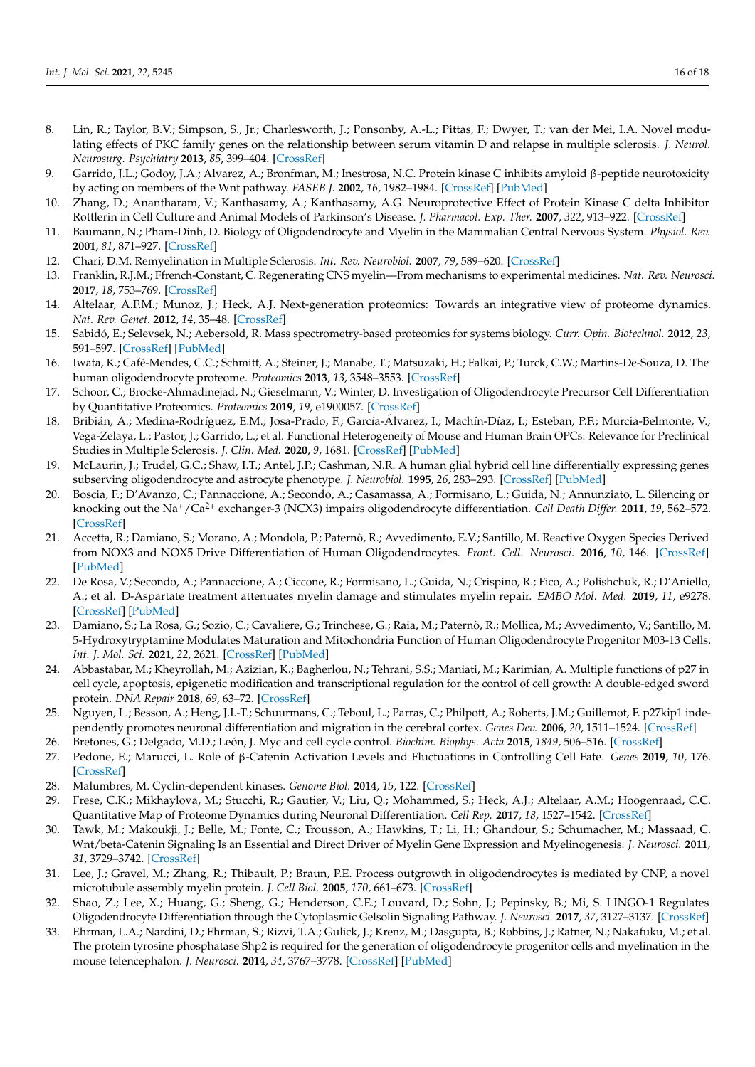8. Lin, R.; Taylor, B.V.; Simpson, S., Jr.; Charlesworth, J.; Ponsonby, A.-L.; Pittas, F.; Dwyer, T.; van der Mei, I.A. Novel modulating effects of PKC family genes on the relationship between serum vitamin D and relapse in multiple sclerosis. *J. Neurol. Neurosurg. Psychiatry* **2013**, *85*, 399–404. [CrossRef]
9. Garrido, J.L.; Godoy, J.A.; Alvarez, A.; Bronfman, M.; Inestrosa, N.C. Protein kinase C inhibits amyloid β-peptide neurotoxicity by acting on members of the Wnt pathway. *FASEB J.* **2002**, *16*, 1982–1984. [CrossRef] [PubMed]
10. Zhang, D.; Anantharam, V.; Kanthasamy, A.; Kanthasamy, A.G. Neuroprotective Effect of Protein Kinase C delta Inhibitor Rottlerin in Cell Culture and Animal Models of Parkinson's Disease. *J. Pharmacol. Exp. Ther.* **2007**, *322*, 913–922. [CrossRef]
11. Baumann, N.; Pham-Dinh, D. Biology of Oligodendrocyte and Myelin in the Mammalian Central Nervous System. *Physiol. Rev.* **2001**, *81*, 871–927. [CrossRef]
12. Chari, D.M. Remyelination in Multiple Sclerosis. *Int. Rev. Neurobiol.* **2007**, *79*, 589–620. [CrossRef]
13. Franklin, R.J.M.; Ffrench-Constant, C. Regenerating CNS myelin—From mechanisms to experimental medicines. *Nat. Rev. Neurosci.* **2017**, *18*, 753–769. [CrossRef]
14. Altelaar, A.F.M.; Munoz, J.; Heck, A.J. Next-generation proteomics: Towards an integrative view of proteome dynamics. *Nat. Rev. Genet.* **2012**, *14*, 35–48. [CrossRef]
15. Sabidó, E.; Selevsek, N.; Aebersold, R. Mass spectrometry-based proteomics for systems biology. *Curr. Opin. Biotechnol.* **2012**, *23*, 591–597. [CrossRef] [PubMed]
16. Iwata, K.; Café-Mendes, C.C.; Schmitt, A.; Steiner, J.; Manabe, T.; Matsuzaki, H.; Falkai, P.; Turck, C.W.; Martins-De-Souza, D. The human oligodendrocyte proteome. *Proteomics* **2013**, *13*, 3548–3553. [CrossRef]
17. Schoor, C.; Brocke-Ahmadinejad, N.; Gieselmann, V.; Winter, D. Investigation of Oligodendrocyte Precursor Cell Differentiation by Quantitative Proteomics. *Proteomics* **2019**, *19*, e1900057. [CrossRef]
18. Bribián, A.; Medina-Rodríguez, E.M.; Josa-Prado, F.; García-Álvarez, I.; Machín-Díaz, I.; Esteban, P.F.; Murcia-Belmonte, V.; Vega-Zelaya, L.; Pastor, J.; Garrido, L.; et al. Functional Heterogeneity of Mouse and Human Brain OPCs: Relevance for Preclinical Studies in Multiple Sclerosis. *J. Clin. Med.* **2020**, *9*, 1681. [CrossRef] [PubMed]
19. McLaurin, J.; Trudel, G.C.; Shaw, I.T.; Antel, J.P.; Cashman, N.R. A human glial hybrid cell line differentially expressing genes subserving oligodendrocyte and astrocyte phenotype. *J. Neurobiol.* **1995**, *26*, 283–293. [CrossRef] [PubMed]
20. Boscia, F.; D'Avanzo, C.; Pannaccione, A.; Secondo, A.; Casamassa, A.; Formisano, L.; Guida, N.; Annunziato, L. Silencing or knocking out the $Na^+/Ca^{2+}$ exchanger-3 (NCX3) impairs oligodendrocyte differentiation. *Cell Death Differ.* **2011**, *19*, 562–572. [CrossRef]
21. Accetta, R.; Damiano, S.; Morano, A.; Mondola, P.; Paternò, R.; Avvedimento, E.V.; Santillo, M. Reactive Oxygen Species Derived from NOX3 and NOX5 Drive Differentiation of Human Oligodendrocytes. *Front. Cell. Neurosci.* **2016**, *10*, 146. [CrossRef] [PubMed]
22. De Rosa, V.; Secondo, A.; Pannaccione, A.; Ciccone, R.; Formisano, L.; Guida, N.; Crispino, R.; Fico, A.; Polishchuk, R.; D'Aniello, A.; et al. D-Aspartate treatment attenuates myelin damage and stimulates myelin repair. *EMBO Mol. Med.* **2019**, *11*, e9278. [CrossRef] [PubMed]
23. Damiano, S.; La Rosa, G.; Sozio, C.; Cavaliere, G.; Trinchese, G.; Raia, M.; Paternò, R.; Mollica, M.; Avvedimento, V.; Santillo, M. 5-Hydroxytryptamine Modulates Maturation and Mitochondria Function of Human Oligodendrocyte Progenitor M03-13 Cells. *Int. J. Mol. Sci.* **2021**, *22*, 2621. [CrossRef] [PubMed]
24. Abbastabar, M.; Kheyrollah, M.; Azizian, K.; Bagherlou, N.; Tehrani, S.S.; Maniati, M.; Karimian, A. Multiple functions of p27 in cell cycle, apoptosis, epigenetic modification and transcriptional regulation for the control of cell growth: A double-edged sword protein. *DNA Repair* **2018**, *69*, 63–72. [CrossRef]
25. Nguyen, L.; Besson, A.; Heng, J.I.-T.; Schuurmans, C.; Teboul, L.; Parras, C.; Philpott, A.; Roberts, J.M.; Guillemot, F. p27kip1 independently promotes neuronal differentiation and migration in the cerebral cortex. *Genes Dev.* **2006**, *20*, 1511–1524. [CrossRef]
26. Bretones, G.; Delgado, M.D.; León, J. Myc and cell cycle control. *Biochim. Biophys. Acta* **2015**, *1849*, 506–516. [CrossRef]
27. Pedone, E.; Marucci, L. Role of β-Catenin Activation Levels and Fluctuations in Controlling Cell Fate. *Genes* **2019**, *10*, 176. [CrossRef]
28. Malumbres, M. Cyclin-dependent kinases. *Genome Biol.* **2014**, *15*, 122. [CrossRef]
29. Frese, C.K.; Mikhaylova, M.; Stucchi, R.; Gautier, V.; Liu, Q.; Mohammed, S.; Heck, A.J.; Altelaar, A.M.; Hoogenraad, C.C. Quantitative Map of Proteome Dynamics during Neuronal Differentiation. *Cell Rep.* **2017**, *18*, 1527–1542. [CrossRef]
30. Tawk, M.; Makoukji, J.; Belle, M.; Fonte, C.; Trousson, A.; Hawkins, T.; Li, H.; Ghandour, S.; Schumacher, M.; Massaad, C. Wnt/beta-Catenin Signaling Is an Essential and Direct Driver of Myelin Gene Expression and Myelinogenesis. *J. Neurosci.* **2011**, *31*, 3729–3742. [CrossRef]
31. Lee, J.; Gravel, M.; Zhang, R.; Thibault, P.; Braun, P.E. Process outgrowth in oligodendrocytes is mediated by CNP, a novel microtubule assembly myelin protein. *J. Cell Biol.* **2005**, *170*, 661–673. [CrossRef]
32. Shao, Z.; Lee, X.; Huang, G.; Sheng, G.; Henderson, C.E.; Louvard, D.; Sohn, J.; Pepinsky, B.; Mi, S. LINGO-1 Regulates Oligodendrocyte Differentiation through the Cytoplasmic Gelsolin Signaling Pathway. *J. Neurosci.* **2017**, *37*, 3127–3137. [CrossRef]
33. Ehrman, L.A.; Nardini, D.; Ehrman, S.; Rizvi, T.A.; Gulick, J.; Krenz, M.; Dasgupta, B.; Robbins, J.; Ratner, N.; Nakafuku, M.; et al. The protein tyrosine phosphatase Shp2 is required for the generation of oligodendrocyte progenitor cells and myelination in the mouse telencephalon. *J. Neurosci.* **2014**, *34*, 3767–3778. [CrossRef] [PubMed]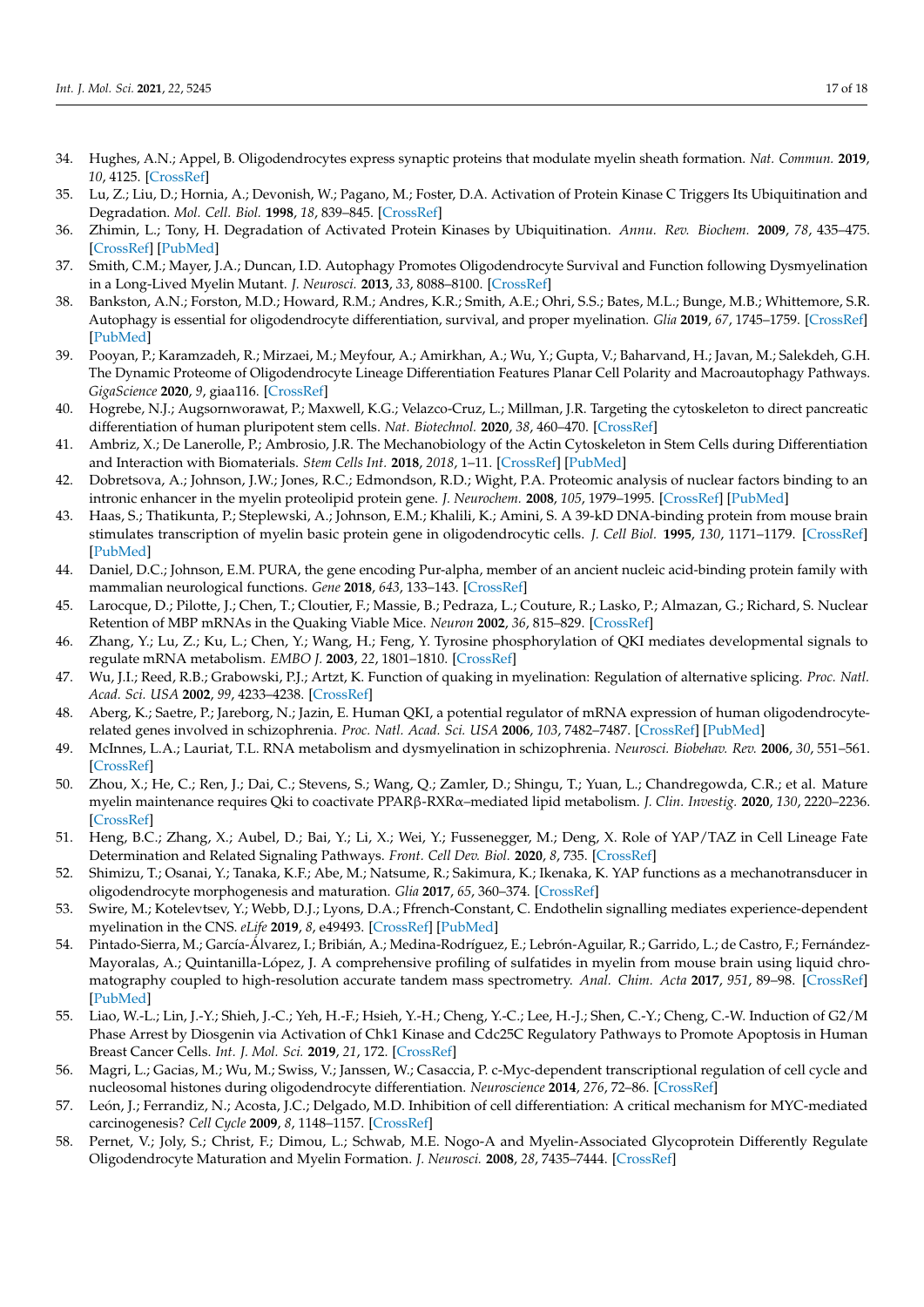34. Hughes, A.N.; Appel, B. Oligodendrocytes express synaptic proteins that modulate myelin sheath formation. *Nat. Commun.* **2019**, *10*, 4125. [CrossRef]
35. Lu, Z.; Liu, D.; Hornia, A.; Devonish, W.; Pagano, M.; Foster, D.A. Activation of Protein Kinase C Triggers Its Ubiquitination and Degradation. *Mol. Cell. Biol.* **1998**, *18*, 839–845. [CrossRef]
36. Zhimin, L.; Tony, H. Degradation of Activated Protein Kinases by Ubiquitination. *Annu. Rev. Biochem.* **2009**, *78*, 435–475. [CrossRef] [PubMed]
37. Smith, C.M.; Mayer, J.A.; Duncan, I.D. Autophagy Promotes Oligodendrocyte Survival and Function following Dysmyelination in a Long-Lived Myelin Mutant. *J. Neurosci.* **2013**, *33*, 8088–8100. [CrossRef]
38. Bankston, A.N.; Forston, M.D.; Howard, R.M.; Andres, K.R.; Smith, A.E.; Ohri, S.S.; Bates, M.L.; Bunge, M.B.; Whittemore, S.R. Autophagy is essential for oligodendrocyte differentiation, survival, and proper myelination. *Glia* **2019**, *67*, 1745–1759. [CrossRef] [PubMed]
39. Pooyan, P.; Karamzadeh, R.; Mirzaei, M.; Meyfour, A.; Amirkhan, A.; Wu, Y.; Gupta, V.; Baharvand, H.; Javan, M.; Salekdeh, G.H. The Dynamic Proteome of Oligodendrocyte Lineage Differentiation Features Planar Cell Polarity and Macroautophagy Pathways. *GigaScience* **2020**, *9*, giaa116. [CrossRef]
40. Hogrebe, N.J.; Augsornworawat, P.; Maxwell, K.G.; Velazco-Cruz, L.; Millman, J.R. Targeting the cytoskeleton to direct pancreatic differentiation of human pluripotent stem cells. *Nat. Biotechnol.* **2020**, *38*, 460–470. [CrossRef]
41. Ambriz, X.; De Lanerolle, P.; Ambrosio, J.R. The Mechanobiology of the Actin Cytoskeleton in Stem Cells during Differentiation and Interaction with Biomaterials. *Stem Cells Int.* **2018**, *2018*, 1–11. [CrossRef] [PubMed]
42. Dobretsova, A.; Johnson, J.W.; Jones, R.C.; Edmondson, R.D.; Wight, P.A. Proteomic analysis of nuclear factors binding to an intronic enhancer in the myelin proteolipid protein gene. *J. Neurochem.* **2008**, *105*, 1979–1995. [CrossRef] [PubMed]
43. Haas, S.; Thatikunta, P.; Steplewski, A.; Johnson, E.M.; Khalili, K.; Amini, S. A 39-kD DNA-binding protein from mouse brain stimulates transcription of myelin basic protein gene in oligodendrocytic cells. *J. Cell Biol.* **1995**, *130*, 1171–1179. [CrossRef] [PubMed]
44. Daniel, D.C.; Johnson, E.M. PURA, the gene encoding Pur-alpha, member of an ancient nucleic acid-binding protein family with mammalian neurological functions. *Gene* **2018**, *643*, 133–143. [CrossRef]
45. Larocque, D.; Pilotte, J.; Chen, T.; Cloutier, F.; Massie, B.; Pedraza, L.; Couture, R.; Lasko, P.; Almazan, G.; Richard, S. Nuclear Retention of MBP mRNAs in the Quaking Viable Mice. *Neuron* **2002**, *36*, 815–829. [CrossRef]
46. Zhang, Y.; Lu, Z.; Ku, L.; Chen, Y.; Wang, H.; Feng, Y. Tyrosine phosphorylation of QKI mediates developmental signals to regulate mRNA metabolism. *EMBO J.* **2003**, *22*, 1801–1810. [CrossRef]
47. Wu, J.I.; Reed, R.B.; Grabowski, P.J.; Artzt, K. Function of quaking in myelination: Regulation of alternative splicing. *Proc. Natl. Acad. Sci. USA* **2002**, *99*, 4233–4238. [CrossRef]
48. Aberg, K.; Saetre, P.; Jareborg, N.; Jazin, E. Human QKI, a potential regulator of mRNA expression of human oligodendrocyte-related genes involved in schizophrenia. *Proc. Natl. Acad. Sci. USA* **2006**, *103*, 7482–7487. [CrossRef] [PubMed]
49. McInnes, L.A.; Lauriat, T.L. RNA metabolism and dysmyelination in schizophrenia. *Neurosci. Biobehav. Rev.* **2006**, *30*, 551–561. [CrossRef]
50. Zhou, X.; He, C.; Ren, J.; Dai, C.; Stevens, S.; Wang, Q.; Zamler, D.; Shingu, T.; Yuan, L.; Chandregowda, C.R.; et al. Mature myelin maintenance requires Qki to coactivate PPARβ-RXRα–mediated lipid metabolism. *J. Clin. Investig.* **2020**, *130*, 2220–2236. [CrossRef]
51. Heng, B.C.; Zhang, X.; Aubel, D.; Bai, Y.; Li, X.; Wei, Y.; Fussenegger, M.; Deng, X. Role of YAP/TAZ in Cell Lineage Fate Determination and Related Signaling Pathways. *Front. Cell Dev. Biol.* **2020**, *8*, 735. [CrossRef]
52. Shimizu, T.; Osanai, Y.; Tanaka, K.F.; Abe, M.; Natsume, R.; Sakimura, K.; Ikenaka, K. YAP functions as a mechanotransducer in oligodendrocyte morphogenesis and maturation. *Glia* **2017**, *65*, 360–374. [CrossRef]
53. Swire, M.; Kotelevtsev, Y.; Webb, D.J.; Lyons, D.A.; Ffrench-Constant, C. Endothelin signalling mediates experience-dependent myelination in the CNS. *eLife* **2019**, *8*, e49493. [CrossRef] [PubMed]
54. Pintado-Sierra, M.; García-Álvarez, I.; Bribián, A.; Medina-Rodríguez, E.; Lebrón-Aguilar, R.; Garrido, L.; de Castro, F.; Fernández-Mayoralas, A.; Quintanilla-López, J. A comprehensive profiling of sulfatides in myelin from mouse brain using liquid chromatography coupled to high-resolution accurate tandem mass spectrometry. *Anal. Chim. Acta* **2017**, *951*, 89–98. [CrossRef] [PubMed]
55. Liao, W.-L.; Lin, J.-Y.; Shieh, J.-C.; Yeh, H.-F.; Hsieh, Y.-H.; Cheng, Y.-C.; Lee, H.-J.; Shen, C.-Y.; Cheng, C.-W. Induction of G2/M Phase Arrest by Diosgenin via Activation of Chk1 Kinase and Cdc25C Regulatory Pathways to Promote Apoptosis in Human Breast Cancer Cells. *Int. J. Mol. Sci.* **2019**, *21*, 172. [CrossRef]
56. Magri, L.; Gacias, M.; Wu, M.; Swiss, V.; Janssen, W.; Casaccia, P. c-Myc-dependent transcriptional regulation of cell cycle and nucleosomal histones during oligodendrocyte differentiation. *Neuroscience* **2014**, *276*, 72–86. [CrossRef]
57. León, J.; Ferrandiz, N.; Acosta, J.C.; Delgado, M.D. Inhibition of cell differentiation: A critical mechanism for MYC-mediated carcinogenesis? *Cell Cycle* **2009**, *8*, 1148–1157. [CrossRef]
58. Pernet, V.; Joly, S.; Christ, F.; Dimou, L.; Schwab, M.E. Nogo-A and Myelin-Associated Glycoprotein Differently Regulate Oligodendrocyte Maturation and Myelin Formation. *J. Neurosci.* **2008**, *28*, 7435–7444. [CrossRef]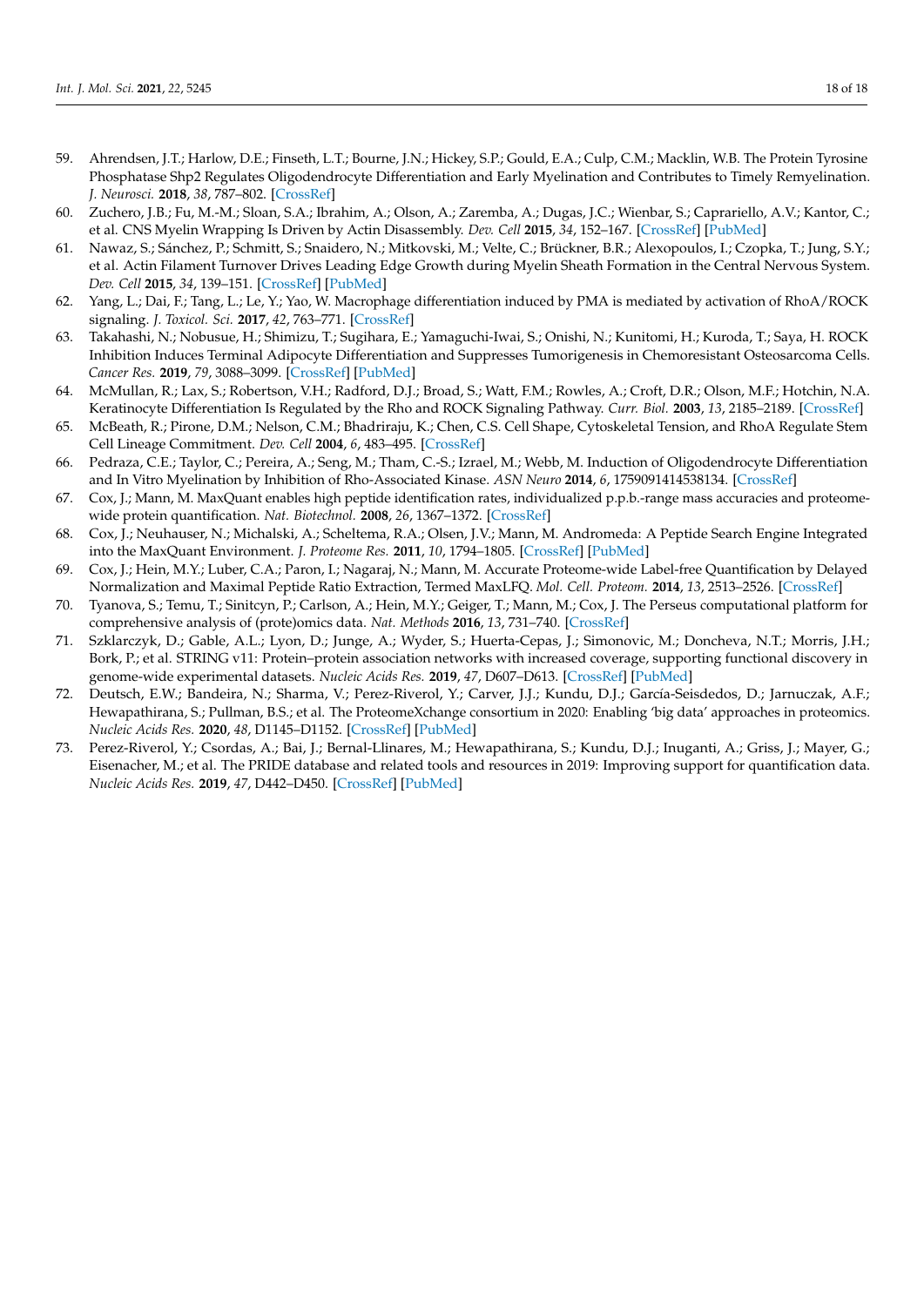59. Ahrendsen, J.T.; Harlow, D.E.; Finseth, L.T.; Bourne, J.N.; Hickey, S.P.; Gould, E.A.; Culp, C.M.; Macklin, W.B. The Protein Tyrosine Phosphatase Shp2 Regulates Oligodendrocyte Differentiation and Early Myelination and Contributes to Timely Remyelination. *J. Neurosci.* **2018**, *38*, 787–802. [CrossRef]
60. Zuchero, J.B.; Fu, M.-M.; Sloan, S.A.; Ibrahim, A.; Olson, A.; Zaremba, A.; Dugas, J.C.; Wienbar, S.; Caprariello, A.V.; Kantor, C.; et al. CNS Myelin Wrapping Is Driven by Actin Disassembly. *Dev. Cell* **2015**, *34*, 152–167. [CrossRef] [PubMed]
61. Nawaz, S.; Sánchez, P.; Schmitt, S.; Snaidero, N.; Mitkovski, M.; Velte, C.; Brückner, B.R.; Alexopoulos, I.; Czopka, T.; Jung, S.Y.; et al. Actin Filament Turnover Drives Leading Edge Growth during Myelin Sheath Formation in the Central Nervous System. *Dev. Cell* **2015**, *34*, 139–151. [CrossRef] [PubMed]
62. Yang, L.; Dai, F.; Tang, L.; Le, Y.; Yao, W. Macrophage differentiation induced by PMA is mediated by activation of RhoA/ROCK signaling. *J. Toxicol. Sci.* **2017**, *42*, 763–771. [CrossRef]
63. Takahashi, N.; Nobusue, H.; Shimizu, T.; Sugihara, E.; Yamaguchi-Iwai, S.; Onishi, N.; Kunitomi, H.; Kuroda, T.; Saya, H. ROCK Inhibition Induces Terminal Adipocyte Differentiation and Suppresses Tumorigenesis in Chemoresistant Osteosarcoma Cells. *Cancer Res.* **2019**, *79*, 3088–3099. [CrossRef] [PubMed]
64. McMullan, R.; Lax, S.; Robertson, V.H.; Radford, D.J.; Broad, S.; Watt, F.M.; Rowles, A.; Croft, D.R.; Olson, M.F.; Hotchin, N.A. Keratinocyte Differentiation Is Regulated by the Rho and ROCK Signaling Pathway. *Curr. Biol.* **2003**, *13*, 2185–2189. [CrossRef]
65. McBeath, R.; Pirone, D.M.; Nelson, C.M.; Bhadriraju, K.; Chen, C.S. Cell Shape, Cytoskeletal Tension, and RhoA Regulate Stem Cell Lineage Commitment. *Dev. Cell* **2004**, *6*, 483–495. [CrossRef]
66. Pedraza, C.E.; Taylor, C.; Pereira, A.; Seng, M.; Tham, C.-S.; Izrael, M.; Webb, M. Induction of Oligodendrocyte Differentiation and In Vitro Myelination by Inhibition of Rho-Associated Kinase. *ASN Neuro* **2014**, *6*, 1759091414538134. [CrossRef]
67. Cox, J.; Mann, M. MaxQuant enables high peptide identification rates, individualized p.p.b.-range mass accuracies and proteome-wide protein quantification. *Nat. Biotechnol.* **2008**, *26*, 1367–1372. [CrossRef]
68. Cox, J.; Neuhauser, N.; Michalski, A.; Scheltema, R.A.; Olsen, J.V.; Mann, M. Andromeda: A Peptide Search Engine Integrated into the MaxQuant Environment. *J. Proteome Res.* **2011**, *10*, 1794–1805. [CrossRef] [PubMed]
69. Cox, J.; Hein, M.Y.; Luber, C.A.; Paron, I.; Nagaraj, N.; Mann, M. Accurate Proteome-wide Label-free Quantification by Delayed Normalization and Maximal Peptide Ratio Extraction, Termed MaxLFQ. *Mol. Cell. Proteom.* **2014**, *13*, 2513–2526. [CrossRef]
70. Tyanova, S.; Temu, T.; Sinitcyn, P.; Carlson, A.; Hein, M.Y.; Geiger, T.; Mann, M.; Cox, J. The Perseus computational platform for comprehensive analysis of (prote)omics data. *Nat. Methods* **2016**, *13*, 731–740. [CrossRef]
71. Szklarczyk, D.; Gable, A.L.; Lyon, D.; Junge, A.; Wyder, S.; Huerta-Cepas, J.; Simonovic, M.; Doncheva, N.T.; Morris, J.H.; Bork, P.; et al. STRING v11: Protein–protein association networks with increased coverage, supporting functional discovery in genome-wide experimental datasets. *Nucleic Acids Res.* **2019**, *47*, D607–D613. [CrossRef] [PubMed]
72. Deutsch, E.W.; Bandeira, N.; Sharma, V.; Perez-Riverol, Y.; Carver, J.J.; Kundu, D.J.; García-Seisdedos, D.; Jarnuczak, A.F.; Hewapathirana, S.; Pullman, B.S.; et al. The ProteomeXchange consortium in 2020: Enabling 'big data' approaches in proteomics. *Nucleic Acids Res.* **2020**, *48*, D1145–D1152. [CrossRef] [PubMed]
73. Perez-Riverol, Y.; Csordas, A.; Bai, J.; Bernal-Llinares, M.; Hewapathirana, S.; Kundu, D.J.; Inuganti, A.; Griss, J.; Mayer, G.; Eisenacher, M.; et al. The PRIDE database and related tools and resources in 2019: Improving support for quantification data. *Nucleic Acids Res.* **2019**, *47*, D442–D450. [CrossRef] [PubMed]